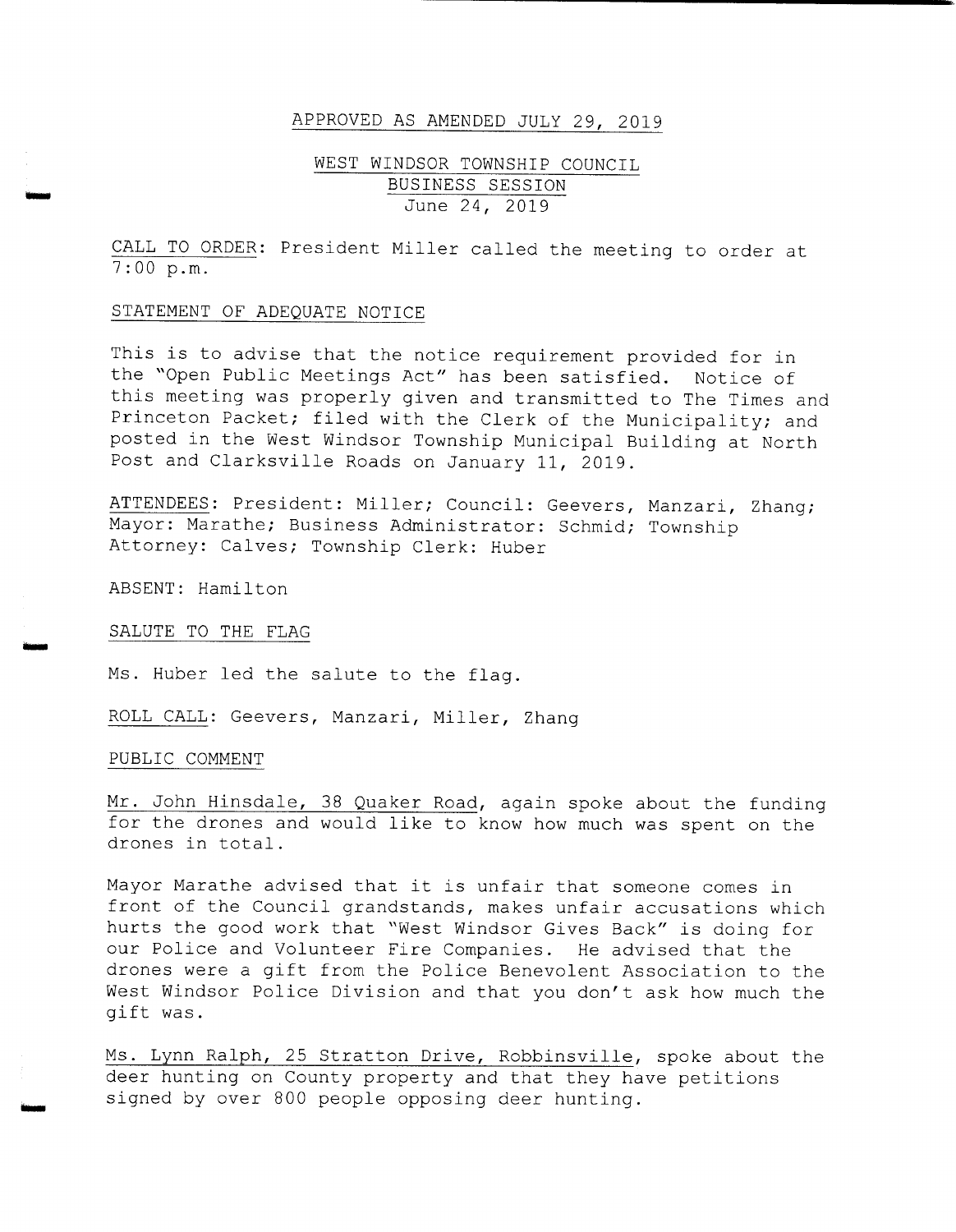APPROVED AS AMENDED JULY 29, 2019

# WEST WINDSOR TOWNSHIP COUNCIL
## BUSINESS SESSION
June 24, 2019

CALL TO ORDER: President Miller called the meeting to order at 7:00 p.m.

STATEMENT OF ADEQUATE NOTICE

This is to advise that the notice requirement provided for in the "Open Public Meetings Act" has been satisfied. Notice of this meeting was properly given and transmitted to The Times and Princeton Packet; filed with the Clerk of the Municipality; and posted in the West Windsor Township Municipal Building at North Post and Clarksville Roads on January 11, 2019.

ATTENDEES: President: Miller; Council: Geevers, Manzari, Zhang; Mayor: Marathe; Business Administrator: Schmid; Township Attorney: Calves; Township Clerk: Huber

ABSENT: Hamilton

SALUTE TO THE FLAG

Ms. Huber led the salute to the flag.

ROLL CALL: Geevers, Manzari, Miller, Zhang

PUBLIC COMMENT

Mr. John Hinsdale, 38 Quaker Road, again spoke about the funding for the drones and would like to know how much was spent on the drones in total.

Mayor Marathe advised that it is unfair that someone comes in front of the Council grandstands, makes unfair accusations which hurts the good work that "West Windsor Gives Back" is doing for our Police and Volunteer Fire Companies. He advised that the drones were a gift from the Police Benevolent Association to the West Windsor Police Division and that you don't ask how much the gift was.

Ms. Lynn Ralph, 25 Stratton Drive, Robbinsville, spoke about the deer hunting on County property and that they have petitions signed by over 800 people opposing deer hunting.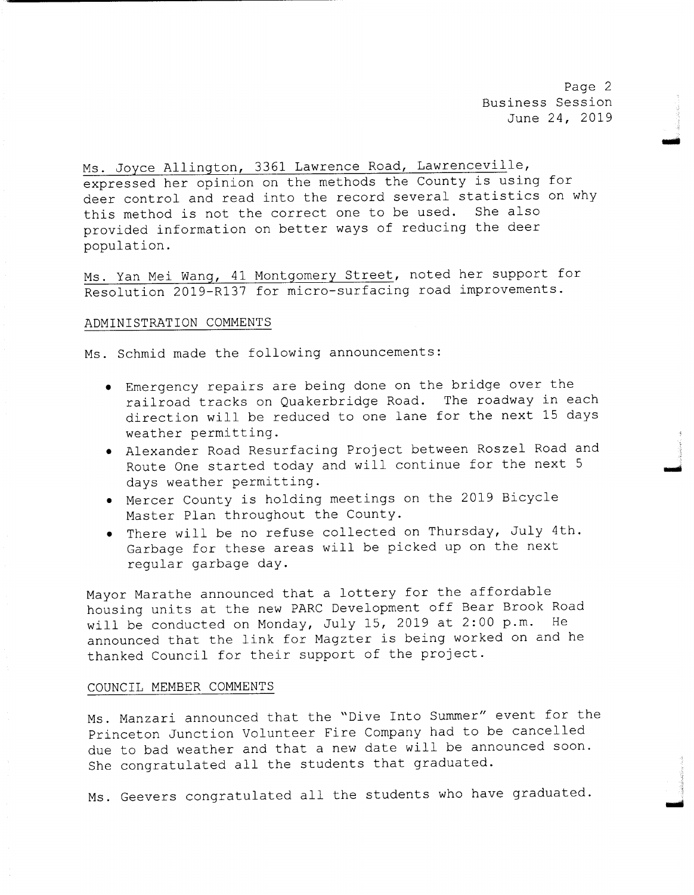Ms. Joyce Allington, 3361 Lawrence Road, Lawrenceville, expressed her opinion on the methods the County is using for deer control and read into the record several statistics on why this method is not the correct one to be used. She also provided information on better ways of reducing the deer population.

Ms. Yan Mei Wang, 41 Montgomery Street, noted her support for Resolution 2019-R137 for micro-surfacing road improvements.

## ADMINISTRATION COMMENTS

Ms. Schmid made the following announcements:

- Emergency repairs are being done on the bridge over the railroad tracks on Quakerbridge Road. The roadway in each direction will be reduced to one lane for the next 15 days weather permitting.
- Alexander Road Resurfacing Project between Roszel Road and Route One started today and will continue for the next 5 days weather permitting.
- Mercer County is holding meetings on the 2019 Bicycle Master Plan throughout the County.
- There will be no refuse collected on Thursday, July 4th. Garbage for these areas will be picked up on the next regular garbage day.

Mayor Marathe announced that a lottery for the affordable housing units at the new PARC Development off Bear Brook Road will be conducted on Monday, July 15, 2019 at 2:00 p.m. He announced that the link for Magzter is being worked on and he thanked Council for their support of the project.

## COUNCIL MEMBER COMMENTS

Ms. Manzari announced that the "Dive Into Summer" event for the Princeton Junction Volunteer Fire Company had to be cancelled due to bad weather and that a new date will be announced soon. She congratulated all the students that graduated.

Ms. Geevers congratulated all the students who have graduated.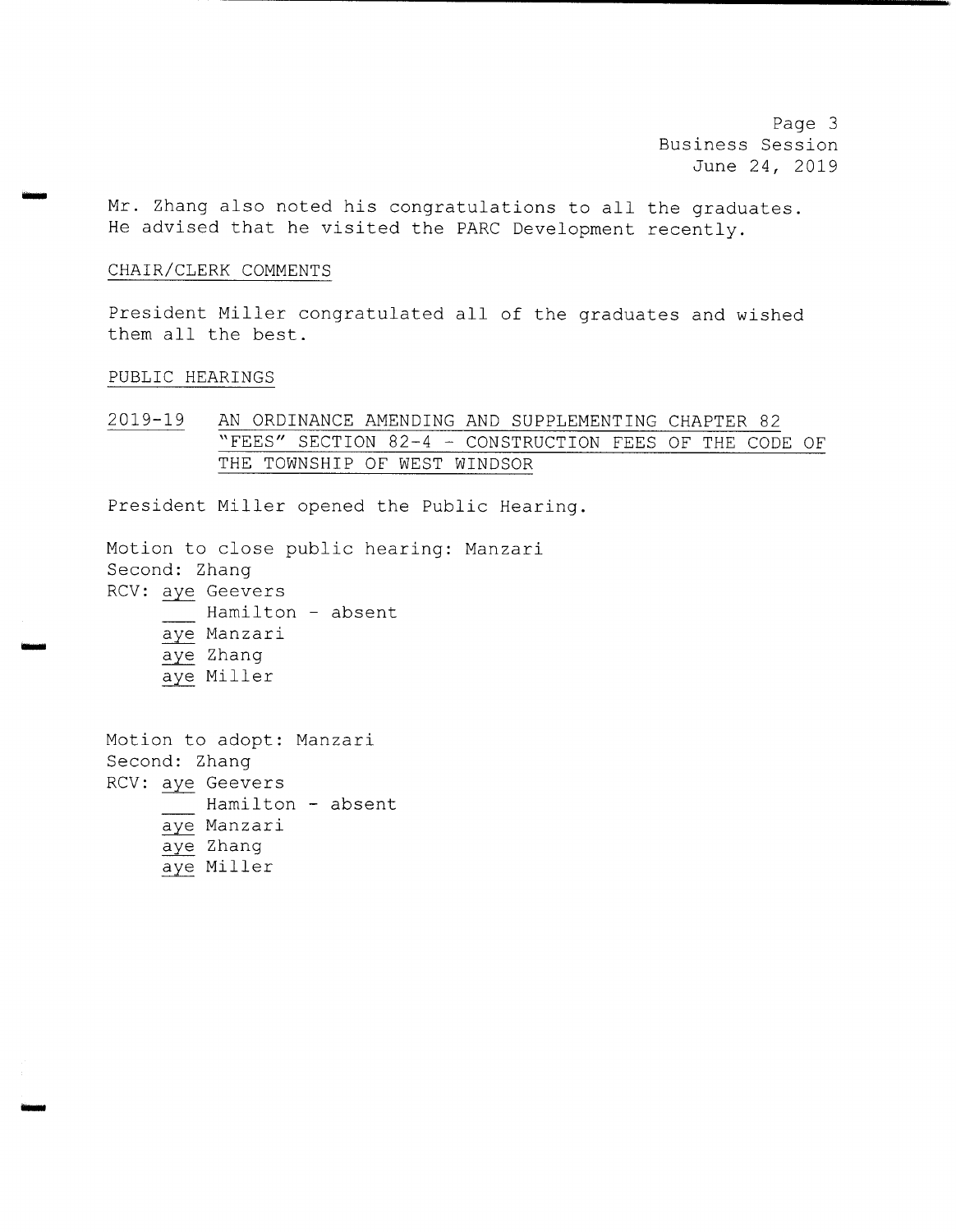Mr. Zhang also noted his congratulations to all the graduates. He advised that he visited the PARC Development recently.

CHAIR/CLERK COMMENTS

President Miller congratulated all of the graduates and wished them all the best.

PUBLIC HEARINGS

2019-19 AN ORDINANCE AMENDING AND SUPPLEMENTING CHAPTER 82 "FEES" SECTION 82-4 - CONSTRUCTION FEES OF THE CODE OF THE TOWNSHIP OF WEST WINDSOR

President Miller opened the Public Hearing.

Motion to close public hearing: Manzari
Second: Zhang
RCV: aye Geevers
___ Hamilton - absent
aye Manzari
aye Zhang
aye Miller

Motion to adopt: Manzari
Second: Zhang
RCV: aye Geevers
___ Hamilton - absent
aye Manzari
aye Zhang
aye Miller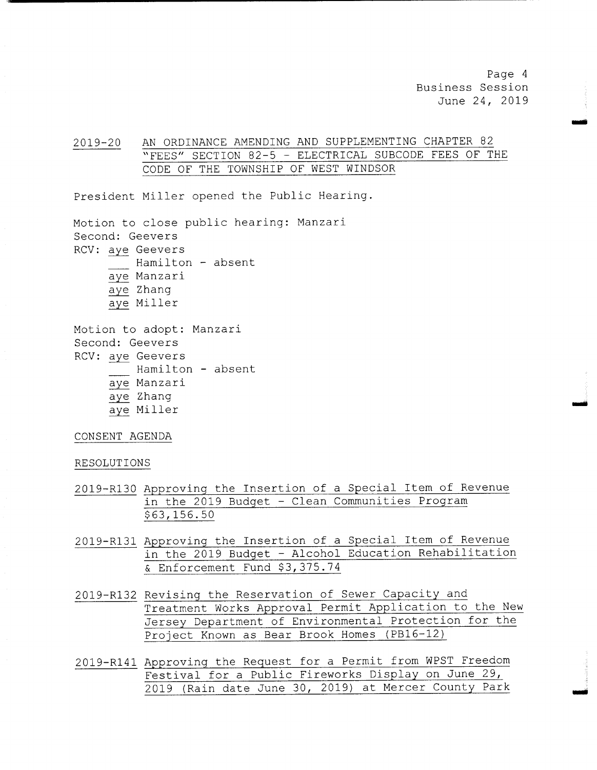2019-20 AN ORDINANCE AMENDING AND SUPPLEMENTING CHAPTER 82 "FEES" SECTION 82-5 - ELECTRICAL SUBCODE FEES OF THE CODE OF THE TOWNSHIP OF WEST WINDSOR

President Miller opened the Public Hearing.

Motion to close public hearing: Manzari
Second: Geevers
RCV: aye Geevers
___ Hamilton - absent
aye Manzari
aye Zhang
aye Miller

Motion to adopt: Manzari
Second: Geevers
RCV: aye Geevers
___ Hamilton - absent
aye Manzari
aye Zhang
aye Miller

CONSENT AGENDA

RESOLUTIONS

2019-R130 Approving the Insertion of a Special Item of Revenue in the 2019 Budget - Clean Communities Program $63,156.50

2019-R131 Approving the Insertion of a Special Item of Revenue in the 2019 Budget - Alcohol Education Rehabilitation & Enforcement Fund $3,375.74

2019-R132 Revising the Reservation of Sewer Capacity and Treatment Works Approval Permit Application to the New Jersey Department of Environmental Protection for the Project Known as Bear Brook Homes (PB16-12)

2019-R141 Approving the Request for a Permit from WPST Freedom Festival for a Public Fireworks Display on June 29, 2019 (Rain date June 30, 2019) at Mercer County Park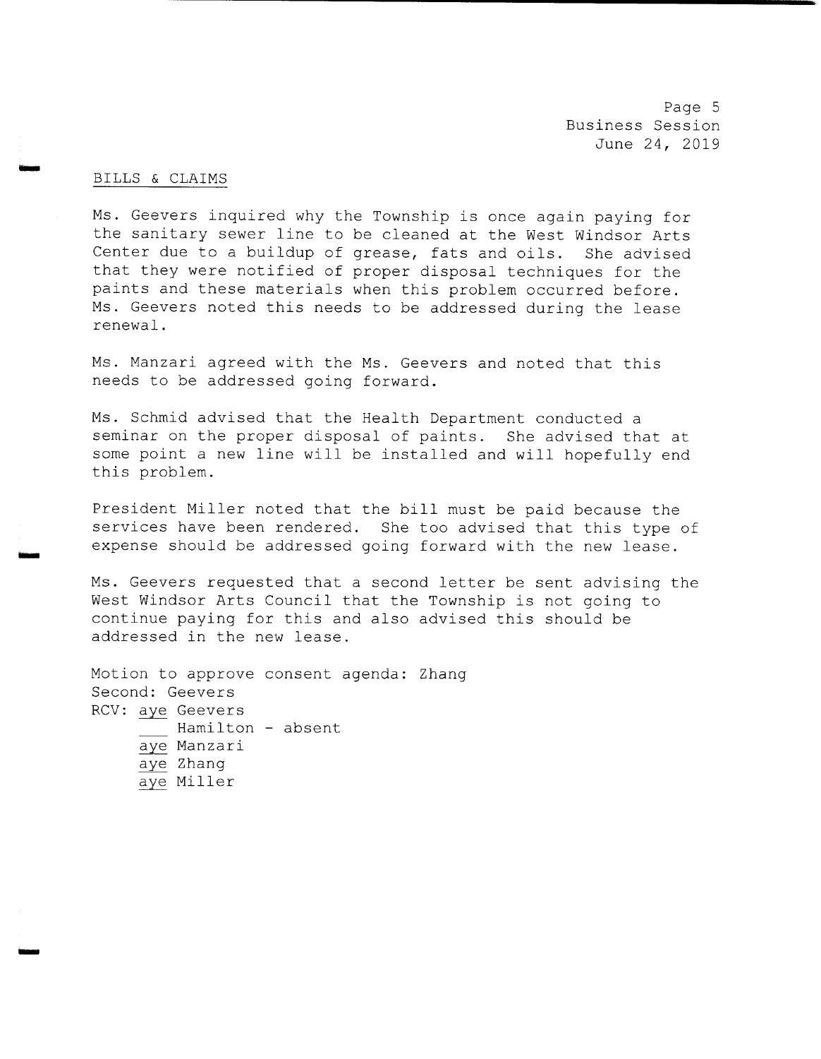## BILLS & CLAIMS

Ms. Geevers inquired why the Township is once again paying for the sanitary sewer line to be cleaned at the West Windsor Arts Center due to a buildup of grease, fats and oils. She advised that they were notified of proper disposal techniques for the paints and these materials when this problem occurred before. Ms. Geevers noted this needs to be addressed during the lease renewal.

Ms. Manzari agreed with the Ms. Geevers and noted that this needs to be addressed going forward.

Ms. Schmid advised that the Health Department conducted a seminar on the proper disposal of paints. She advised that at some point a new line will be installed and will hopefully end this problem.

President Miller noted that the bill must be paid because the services have been rendered. She too advised that this type of expense should be addressed going forward with the new lease.

Ms. Geevers requested that a second letter be sent advising the West Windsor Arts Council that the Township is not going to continue paying for this and also advised this should be addressed in the new lease.

Motion to approve consent agenda: Zhang
Second: Geevers
RCV: aye Geevers
___ Hamilton - absent
aye Manzari
aye Zhang
aye Miller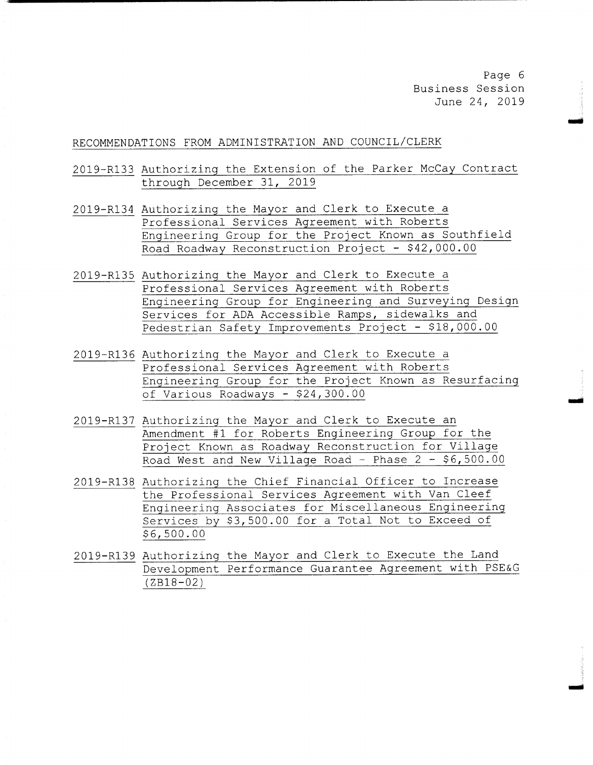## RECOMMENDATIONS FROM ADMINISTRATION AND COUNCIL/CLERK

2019-R133 Authorizing the Extension of the Parker McCay Contract through December 31, 2019

2019-R134 Authorizing the Mayor and Clerk to Execute a Professional Services Agreement with Roberts Engineering Group for the Project Known as Southfield Road Roadway Reconstruction Project - $42,000.00

2019-R135 Authorizing the Mayor and Clerk to Execute a Professional Services Agreement with Roberts Engineering Group for Engineering and Surveying Design Services for ADA Accessible Ramps, sidewalks and Pedestrian Safety Improvements Project - $18,000.00

2019-R136 Authorizing the Mayor and Clerk to Execute a Professional Services Agreement with Roberts Engineering Group for the Project Known as Resurfacing of Various Roadways - $24,300.00

2019-R137 Authorizing the Mayor and Clerk to Execute an Amendment #1 for Roberts Engineering Group for the Project Known as Roadway Reconstruction for Village Road West and New Village Road - Phase 2 - $6,500.00

2019-R138 Authorizing the Chief Financial Officer to Increase the Professional Services Agreement with Van Cleef Engineering Associates for Miscellaneous Engineering Services by $3,500.00 for a Total Not to Exceed of $6,500.00

2019-R139 Authorizing the Mayor and Clerk to Execute the Land Development Performance Guarantee Agreement with PSE&G (ZB18-02)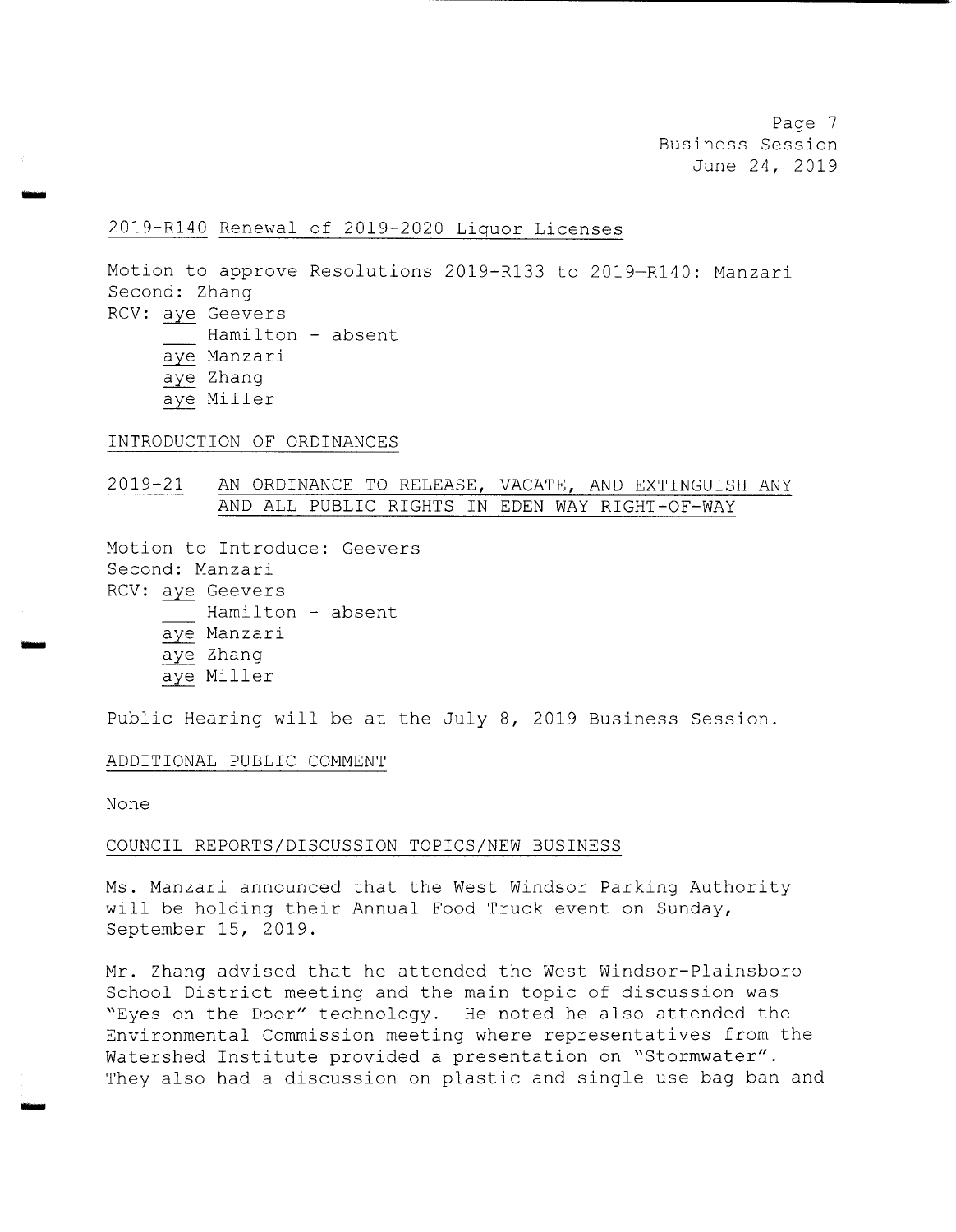2019-R140 Renewal of 2019-2020 Liquor Licenses

Motion to approve Resolutions 2019-R133 to 2019-R140: Manzari
Second: Zhang
RCV: aye Geevers
___ Hamilton - absent
aye Manzari
aye Zhang
aye Miller

INTRODUCTION OF ORDINANCES

2019-21 AN ORDINANCE TO RELEASE, VACATE, AND EXTINGUISH ANY AND ALL PUBLIC RIGHTS IN EDEN WAY RIGHT-OF-WAY

Motion to Introduce: Geevers
Second: Manzari
RCV: aye Geevers
___ Hamilton - absent
aye Manzari
aye Zhang
aye Miller

Public Hearing will be at the July 8, 2019 Business Session.

ADDITIONAL PUBLIC COMMENT

None

COUNCIL REPORTS/DISCUSSION TOPICS/NEW BUSINESS

Ms. Manzari announced that the West Windsor Parking Authority will be holding their Annual Food Truck event on Sunday, September 15, 2019.

Mr. Zhang advised that he attended the West Windsor-Plainsboro School District meeting and the main topic of discussion was "Eyes on the Door" technology. He noted he also attended the Environmental Commission meeting where representatives from the Watershed Institute provided a presentation on "Stormwater". They also had a discussion on plastic and single use bag ban and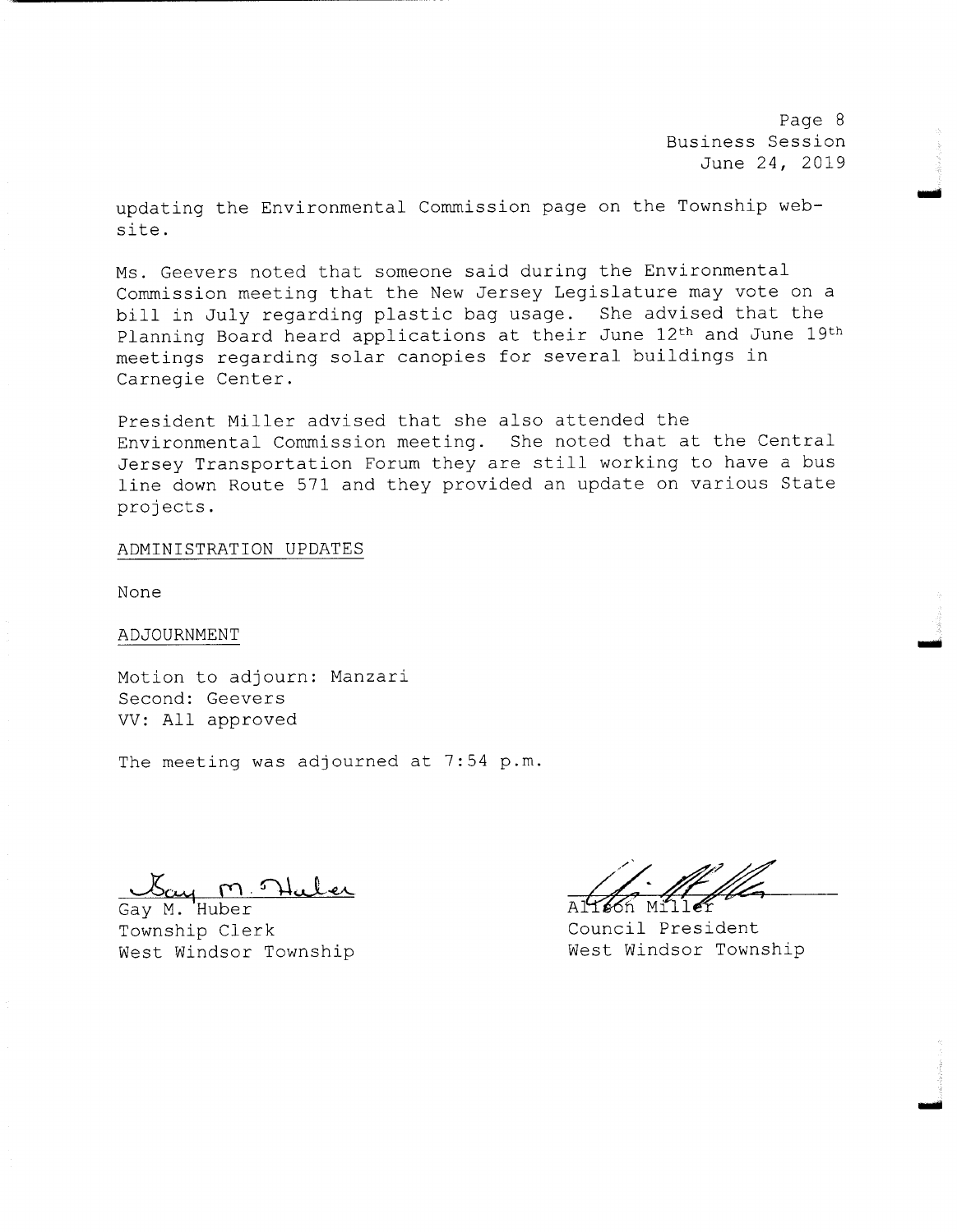updating the Environmental Commission page on the Township website.

Ms. Geevers noted that someone said during the Environmental Commission meeting that the New Jersey Legislature may vote on a bill in July regarding plastic bag usage. She advised that the Planning Board heard applications at their June 12th and June 19th meetings regarding solar canopies for several buildings in Carnegie Center.

President Miller advised that she also attended the Environmental Commission meeting. She noted that at the Central Jersey Transportation Forum they are still working to have a bus line down Route 571 and they provided an update on various State projects.

ADMINISTRATION UPDATES

None

ADJOURNMENT

Motion to adjourn: Manzari
Second: Geevers
VV: All approved

The meeting was adjourned at 7:54 p.m.

Gay M. Huber
Township Clerk
West Windsor Township

Allison Miller
Council President
West Windsor Township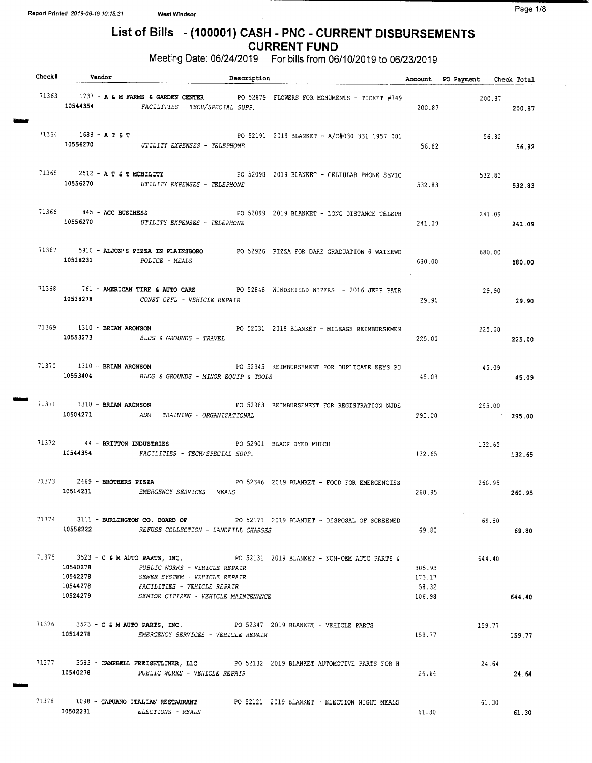# List of Bills - (100001) CASH - PNC - CURRENT DISBURSEMENTS

## CURRENT FUND

Meeting Date: 06/24/2019 For bills from 06/10/2019 to 06/23/2019

| Check# | Vendor | Description | Account | PO Payment | Check Total |
|---|---|---|---|---|---|
| 71363 | 1737 - **A & M FARMS & GARDEN CENTER** | PO 52879 FLOWERS FOR MONUMENTS - TICKET #749 | | 200.87 | |
| | 10544354 | *FACILITIES - TECH/SPECIAL SUPP.* | 200.87 | | 200.87 |
| 71364 | 1689 - **A T & T** | PO 52191 2019 BLANKET - A/C#030 331 1957 001 | | 56.82 | |
| | 10556270 | *UTILITY EXPENSES - TELEPHONE* | 56.82 | | 56.82 |
| 71365 | 2512 - **A T & T MOBILITY** | PO 52098 2019 BLANKET - CELLULAR PHONE SEVIC | | 532.83 | |
| | 10556270 | *UTILITY EXPENSES - TELEPHONE* | 532.83 | | 532.83 |
| 71366 | 845 - **ACC BUSINESS** | PO 52099 2019 BLANKET - LONG DISTANCE TELEPH | | 241.09 | |
| | 10556270 | *UTILITY EXPENSES - TELEPHONE* | 241.09 | | 241.09 |
| 71367 | 5910 - **ALJON'S PIZZA IN PLAINSBORO** | PO 52926 PIZZA FOR DARE GRADUATION @ WATERWO | | 680.00 | |
| | 10518231 | *POLICE - MEALS* | 680.00 | | 680.00 |
| 71368 | 761 - **AMERICAN TIRE & AUTO CARE** | PO 52848 WINDSHIELD WIPERS - 2016 JEEP PATR | | 29.90 | |
| | 10538278 | *CONST OFFL - VEHICLE REPAIR* | 29.90 | | 29.90 |
| 71369 | 1310 - **BRIAN ARONSON** | PO 52031 2019 BLANKET - MILEAGE REIMBURSEMEN | | 225.00 | |
| | 10553273 | *BLDG & GROUNDS - TRAVEL* | 225.00 | | 225.00 |
| 71370 | 1310 - **BRIAN ARONSON** | PO 52945 REIMBURSEMENT FOR DUPLICATE KEYS PU | | 45.09 | |
| | 10553404 | *BLDG & GROUNDS - MINOR EQUIP & TOOLS* | 45.09 | | 45.09 |
| 71371 | 1310 - **BRIAN ARONSON** | PO 52963 REIMBURSEMENT FOR REGISTRATION NJDE | | 295.00 | |
| | 10504271 | *ADM - TRAINING - ORGANIZATIONAL* | 295.00 | | 295.00 |
| 71372 | 44 - **BRITTON INDUSTRIES** | PO 52901 BLACK DYED MULCH | | 132.65 | |
| | 10544354 | *FACILITIES - TECH/SPECIAL SUPP.* | 132.65 | | 132.65 |
| 71373 | 2469 - **BROTHERS PIZZA** | PO 52346 2019 BLANKET - FOOD FOR EMERGENCIES | | 260.95 | |
| | 10514231 | *EMERGENCY SERVICES - MEALS* | 260.95 | | 260.95 |
| 71374 | 3111 - **BURLINGTON CO. BOARD OF** | PO 52173 2019 BLANKET - DISPOSAL OF SCREENED | | 69.80 | |
| | 10558222 | *REFUSE COLLECTION - LANDFILL CHARGES* | 69.80 | | 69.80 |
| 71375 | 3523 - **C & M AUTO PARTS, INC.** | PO 52131 2019 BLANKET - NON-OEM AUTO PARTS & | | 644.40 | |
| | 10540278 | *PUBLIC WORKS - VEHICLE REPAIR* | 305.93 | | |
| | 10542278 | *SEWER SYSTEM - VEHICLE REPAIR* | 173.17 | | |
| | 10544278 | *FACILITIES - VEHICLE REPAIR* | 58.32 | | |
| | 10524279 | *SENIOR CITIZEN - VEHICLE MAINTENANCE* | 106.98 | | 644.40 |
| 71376 | 3523 - **C & M AUTO PARTS, INC.** | PO 52347 2019 BLANKET - VEHICLE PARTS | | 159.77 | |
| | 10514278 | *EMERGENCY SERVICES - VEHICLE REPAIR* | 159.77 | | 159.77 |
| 71377 | 3583 - **CAMPBELL FREIGHTLINER, LLC** | PO 52132 2019 BLANKET AUTOMOTIVE PARTS FOR H | | 24.64 | |
| | 10540278 | *PUBLIC WORKS - VEHICLE REPAIR* | 24.64 | | 24.64 |
| 71378 | 1098 - **CAPUANO ITALIAN RESTAURANT** | PO 52121 2019 BLANKET - ELECTION NIGHT MEALS | | 61.30 | |
| | 10502231 | *ELECTIONS - MEALS* | 61.30 | | 61.30 |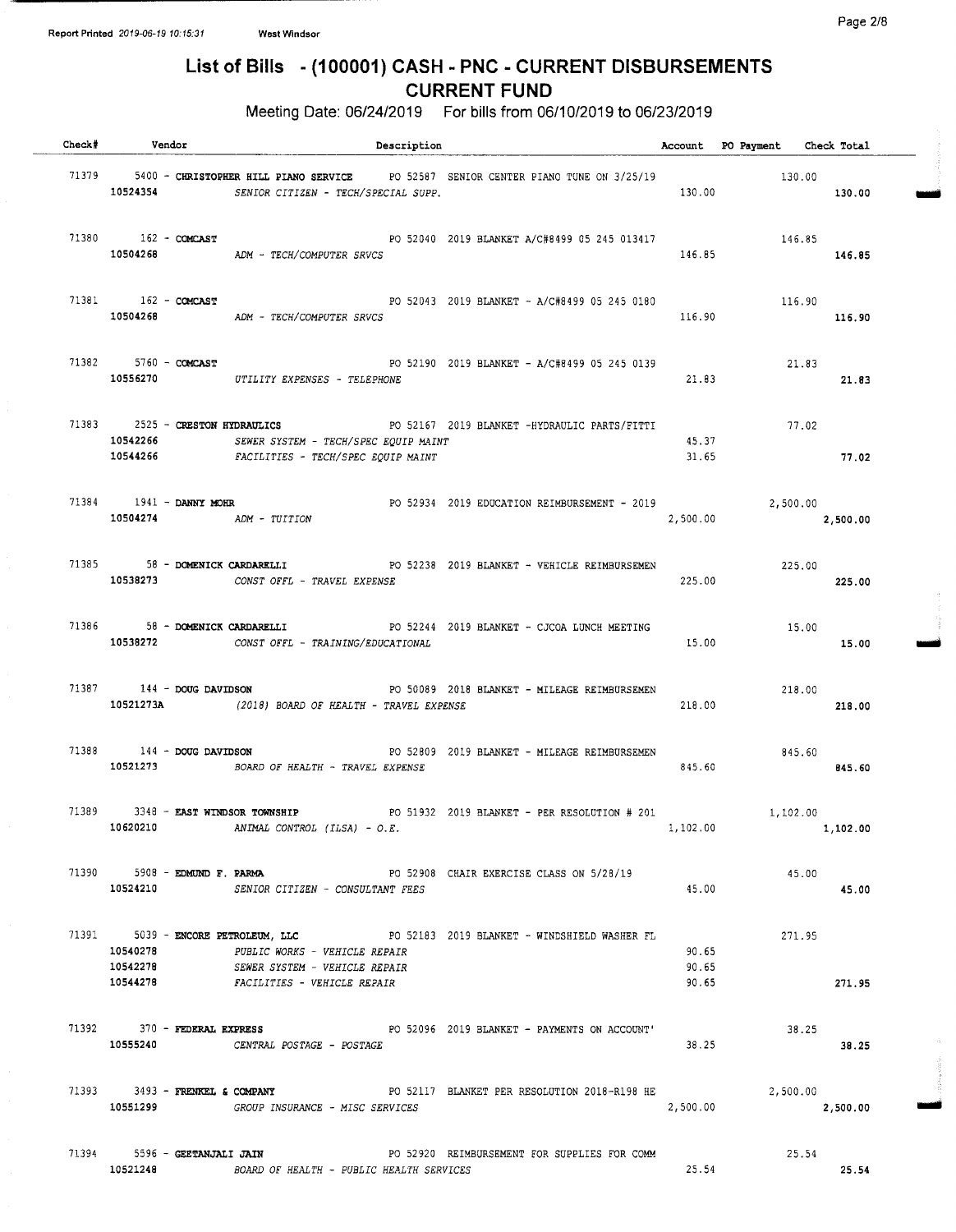Report Printed 2019-06-19 10:15:31 West Windsor

# List of Bills - (100001) CASH - PNC - CURRENT DISBURSEMENTS
## CURRENT FUND

Meeting Date: 06/24/2019 For bills from 06/10/2019 to 06/23/2019

| Check# | Vendor | Description | Account | PO Payment | Check Total |
|---|---|---|---|---|---|
| 71379 | 5400 - **CHRISTOPHER HILL PIANO SERVICE** | PO 52587 SENIOR CENTER PIANO TUNE ON 3/25/19 | | 130.00 | |
| | 10524354 | *SENIOR CITIZEN - TECH/SPECIAL SUPP.* | 130.00 | | 130.00 |
| 71380 | 162 - **COMCAST** | PO 52040 2019 BLANKET A/C#8499 05 245 013417 | | 146.85 | |
| | 10504268 | *ADM - TECH/COMPUTER SRVCS* | 146.85 | | 146.85 |
| 71381 | 162 - **COMCAST** | PO 52043 2019 BLANKET - A/C#8499 05 245 0180 | | 116.90 | |
| | 10504268 | *ADM - TECH/COMPUTER SRVCS* | 116.90 | | 116.90 |
| 71382 | 5760 - **COMCAST** | PO 52190 2019 BLANKET - A/C#8499 05 245 0139 | | 21.83 | |
| | 10556270 | *UTILITY EXPENSES - TELEPHONE* | 21.83 | | 21.83 |
| 71383 | 2525 - **CRESTON HYDRAULICS** | PO 52167 2019 BLANKET -HYDRAULIC PARTS/FITTI | | 77.02 | |
| | 10542266 | *SEWER SYSTEM - TECH/SPEC EQUIP MAINT* | 45.37 | | |
| | 10544266 | *FACILITIES - TECH/SPEC EQUIP MAINT* | 31.65 | | 77.02 |
| 71384 | 1941 - **DANNY MOHR** | PO 52934 2019 EDUCATION REIMBURSEMENT - 2019 | | 2,500.00 | |
| | 10504274 | *ADM - TUITION* | 2,500.00 | | 2,500.00 |
| 71385 | 58 - **DOMENICK CARDARELLI** | PO 52238 2019 BLANKET - VEHICLE REIMBURSEMEN | | 225.00 | |
| | 10538273 | *CONST OFFL - TRAVEL EXPENSE* | 225.00 | | 225.00 |
| 71386 | 58 - **DOMENICK CARDARELLI** | PO 52244 2019 BLANKET - CJCOA LUNCH MEETING | | 15.00 | |
| | 10538272 | *CONST OFFL - TRAINING/EDUCATIONAL* | 15.00 | | 15.00 |
| 71387 | 144 - **DOUG DAVIDSON** | PO 50089 2018 BLANKET - MILEAGE REIMBURSEMEN | | 218.00 | |
| | 10521273A | *(2018) BOARD OF HEALTH - TRAVEL EXPENSE* | 218.00 | | 218.00 |
| 71388 | 144 - **DOUG DAVIDSON** | PO 52809 2019 BLANKET - MILEAGE REIMBURSEMEN | | 845.60 | |
| | 10521273 | *BOARD OF HEALTH - TRAVEL EXPENSE* | 845.60 | | 845.60 |
| 71389 | 3348 - **EAST WINDSOR TOWNSHIP** | PO 51932 2019 BLANKET - PER RESOLUTION # 201 | | 1,102.00 | |
| | 10620210 | *ANIMAL CONTROL (ILSA) - O.E.* | 1,102.00 | | 1,102.00 |
| 71390 | 5908 - **EDMUND F. PARMA** | PO 52908 CHAIR EXERCISE CLASS ON 5/28/19 | | 45.00 | |
| | 10524210 | *SENIOR CITIZEN - CONSULTANT FEES* | 45.00 | | 45.00 |
| 71391 | 5039 - **ENCORE PETROLEUM, LLC** | PO 52183 2019 BLANKET - WINDSHIELD WASHER FL | | 271.95 | |
| | 10540278 | *PUBLIC WORKS - VEHICLE REPAIR* | 90.65 | | |
| | 10542278 | *SEWER SYSTEM - VEHICLE REPAIR* | 90.65 | | |
| | 10544278 | *FACILITIES - VEHICLE REPAIR* | 90.65 | | 271.95 |
| 71392 | 370 - **FEDERAL EXPRESS** | PO 52096 2019 BLANKET - PAYMENTS ON ACCOUNT' | | 38.25 | |
| | 10555240 | *CENTRAL POSTAGE - POSTAGE* | 38.25 | | 38.25 |
| 71393 | 3493 - **FRENKEL & COMPANY** | PO 52117 BLANKET PER RESOLUTION 2018-R198 HE | | 2,500.00 | |
| | 10551299 | *GROUP INSURANCE - MISC SERVICES* | 2,500.00 | | 2,500.00 |
| 71394 | 5596 - **GEETANJALI JAIN** | PO 52920 REIMBURSEMENT FOR SUPPLIES FOR COMM | | 25.54 | |
| | 10521248 | *BOARD OF HEALTH - PUBLIC HEALTH SERVICES* | 25.54 | | 25.54 |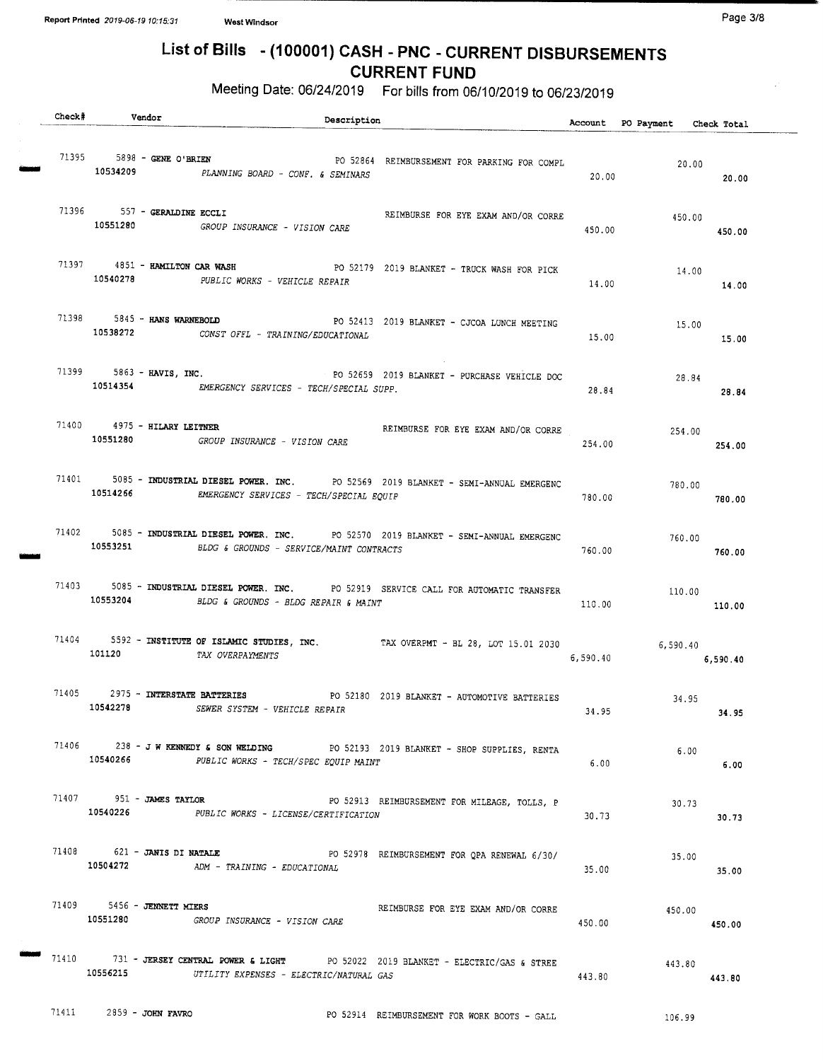# List of Bills - (100001) CASH - PNC - CURRENT DISBURSEMENTS
## CURRENT FUND

Meeting Date: 06/24/2019 For bills from 06/10/2019 to 06/23/2019

| Check# | Vendor | Description | Account | PO Payment | Check Total |
|---|---|---|---|---|---|
| 71395 | 5898 - GENE O'BRIEN | PO 52864 REIMBURSEMENT FOR PARKING FOR COMPL | | 20.00 | |
| | 10534209 | PLANNING BOARD - CONF. & SEMINARS | 20.00 | | 20.00 |
| 71396 | 557 - GERALDINE ECCLI | REIMBURSE FOR EYE EXAM AND/OR CORRE | | 450.00 | |
| | 10551280 | GROUP INSURANCE - VISION CARE | 450.00 | | 450.00 |
| 71397 | 4851 - HAMILTON CAR WASH | PO 52179 2019 BLANKET - TRUCK WASH FOR PICK | | 14.00 | |
| | 10540278 | PUBLIC WORKS - VEHICLE REPAIR | 14.00 | | 14.00 |
| 71398 | 5845 - HANS WARNEBOLD | PO 52413 2019 BLANKET - CJCOA LUNCH MEETING | | 15.00 | |
| | 10538272 | CONST OFFL - TRAINING/EDUCATIONAL | 15.00 | | 15.00 |
| 71399 | 5863 - HAVIS, INC. | PO 52659 2019 BLANKET - PURCHASE VEHICLE DOC | | 28.84 | |
| | 10514354 | EMERGENCY SERVICES - TECH/SPECIAL SUPP. | 28.84 | | 28.84 |
| 71400 | 4975 - HILARY LEITNER | REIMBURSE FOR EYE EXAM AND/OR CORRE | | 254.00 | |
| | 10551280 | GROUP INSURANCE - VISION CARE | 254.00 | | 254.00 |
| 71401 | 5085 - INDUSTRIAL DIESEL POWER. INC. | PO 52569 2019 BLANKET - SEMI-ANNUAL EMERGENC | | 780.00 | |
| | 10514266 | EMERGENCY SERVICES - TECH/SPECIAL EQUIP | 780.00 | | 780.00 |
| 71402 | 5085 - INDUSTRIAL DIESEL POWER. INC. | PO 52570 2019 BLANKET - SEMI-ANNUAL EMERGENC | | 760.00 | |
| | 10553251 | BLDG & GROUNDS - SERVICE/MAINT CONTRACTS | 760.00 | | 760.00 |
| 71403 | 5085 - INDUSTRIAL DIESEL POWER. INC. | PO 52919 SERVICE CALL FOR AUTOMATIC TRANSFER | | 110.00 | |
| | 10553204 | BLDG & GROUNDS - BLDG REPAIR & MAINT | 110.00 | | 110.00 |
| 71404 | 5592 - INSTITUTE OF ISLAMIC STUDIES, INC. | TAX OVERPMT - BL 28, LOT 15.01 2030 | | 6,590.40 | |
| | 101120 | TAX OVERPAYMENTS | 6,590.40 | | 6,590.40 |
| 71405 | 2975 - INTERSTATE BATTERIES | PO 52180 2019 BLANKET - AUTOMOTIVE BATTERIES | | 34.95 | |
| | 10542278 | SEWER SYSTEM - VEHICLE REPAIR | 34.95 | | 34.95 |
| 71406 | 238 - J W KENNEDY & SON WELDING | PO 52193 2019 BLANKET - SHOP SUPPLIES, RENTA | | 6.00 | |
| | 10540266 | PUBLIC WORKS - TECH/SPEC EQUIP MAINT | 6.00 | | 6.00 |
| 71407 | 951 - JAMES TAYLOR | PO 52913 REIMBURSEMENT FOR MILEAGE, TOLLS, P | | 30.73 | |
| | 10540226 | PUBLIC WORKS - LICENSE/CERTIFICATION | 30.73 | | 30.73 |
| 71408 | 621 - JANIS DI NATALE | PO 52978 REIMBURSEMENT FOR QPA RENEWAL 6/30/ | | 35.00 | |
| | 10504272 | ADM - TRAINING - EDUCATIONAL | 35.00 | | 35.00 |
| 71409 | 5456 - JENNETT MIERS | REIMBURSE FOR EYE EXAM AND/OR CORRE | | 450.00 | |
| | 10551280 | GROUP INSURANCE - VISION CARE | 450.00 | | 450.00 |
| 71410 | 731 - JERSEY CENTRAL POWER & LIGHT | PO 52022 2019 BLANKET - ELECTRIC/GAS & STREE | | 443.80 | |
| | 10556215 | UTILITY EXPENSES - ELECTRIC/NATURAL GAS | 443.80 | | 443.80 |
| 71411 | 2859 - JOHN FAVRO | PO 52914 REIMBURSEMENT FOR WORK BOOTS - GALL | | 106.99 | |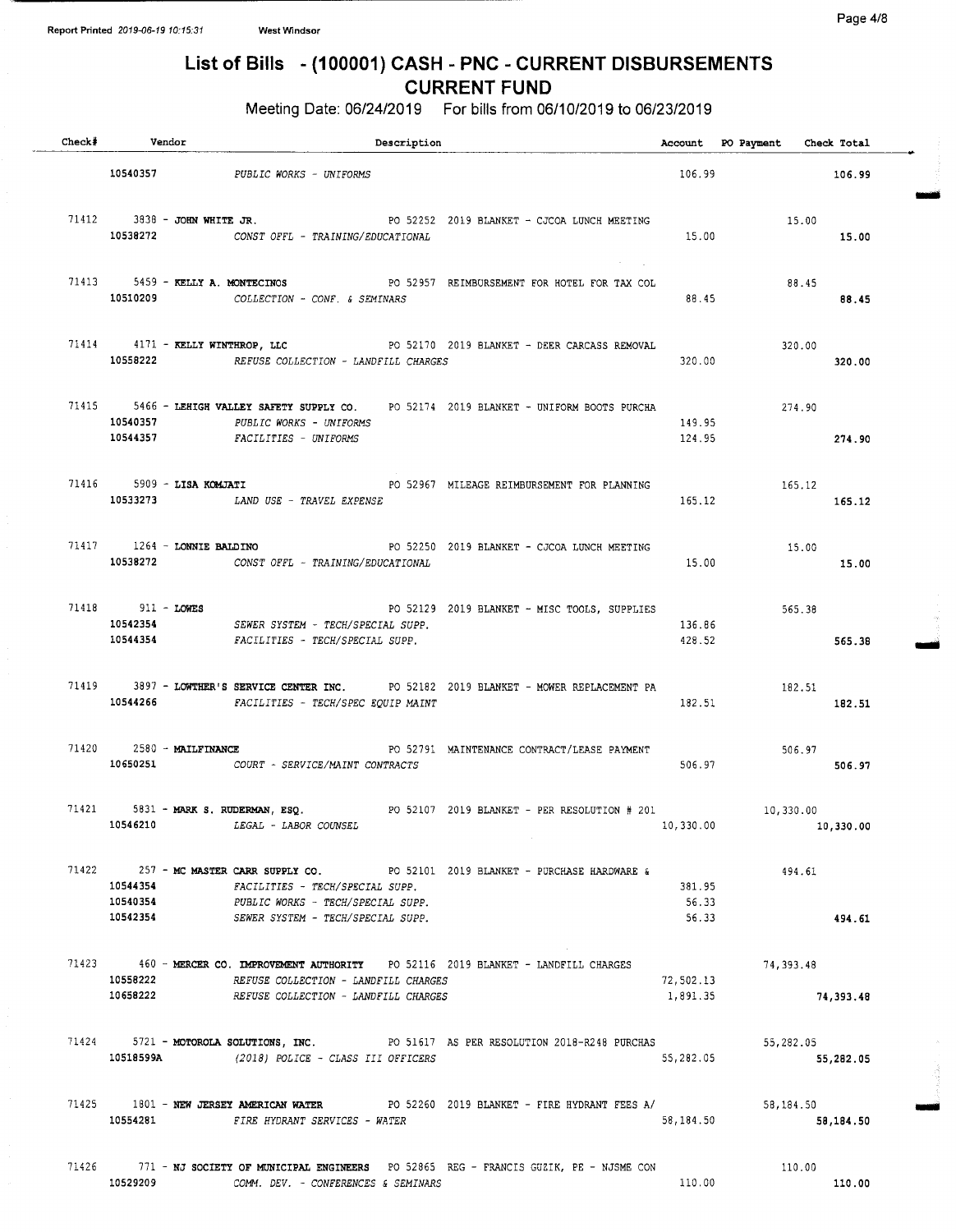# List of Bills - (100001) CASH - PNC - CURRENT DISBURSEMENTS
## CURRENT FUND

Meeting Date: 06/24/2019 For bills from 06/10/2019 to 06/23/2019

| Check# | Vendor | Description | Account | PO Payment | Check Total |
|---|---|---|---|---|---|
| | 10540357 | PUBLIC WORKS - UNIFORMS | 106.99 | | 106.99 |
| 71412 | 3838 - **JOHN WHITE JR.** | PO 52252 2019 BLANKET - CJCOA LUNCH MEETING | | 15.00 | |
| | 10538272 | CONST OFFL - TRAINING/EDUCATIONAL | 15.00 | | 15.00 |
| 71413 | 5459 - **KELLY A. MONTECINOS** | PO 52957 REIMBURSEMENT FOR HOTEL FOR TAX COL | | 88.45 | |
| | 10510209 | COLLECTION - CONF. & SEMINARS | 88.45 | | 88.45 |
| 71414 | 4171 - **KELLY WINTHROP, LLC** | PO 52170 2019 BLANKET - DEER CARCASS REMOVAL | | 320.00 | |
| | 10558222 | REFUSE COLLECTION - LANDFILL CHARGES | 320.00 | | 320.00 |
| 71415 | 5466 - **LEHIGH VALLEY SAFETY SUPPLY CO.** | PO 52174 2019 BLANKET - UNIFORM BOOTS PURCHA | | 274.90 | |
| | 10540357 | PUBLIC WORKS - UNIFORMS | 149.95 | | |
| | 10544357 | FACILITIES - UNIFORMS | 124.95 | | 274.90 |
| 71416 | 5909 - **LISA KOMJATI** | PO 52967 MILEAGE REIMBURSEMENT FOR PLANNING | | 165.12 | |
| | 10533273 | LAND USE - TRAVEL EXPENSE | 165.12 | | 165.12 |
| 71417 | 1264 - **LONNIE BALDINO** | PO 52250 2019 BLANKET - CJCOA LUNCH MEETING | | 15.00 | |
| | 10538272 | CONST OFFL - TRAINING/EDUCATIONAL | 15.00 | | 15.00 |
| 71418 | 911 - **LOWES** | PO 52129 2019 BLANKET - MISC TOOLS, SUPPLIES | | 565.38 | |
| | 10542354 | SEWER SYSTEM - TECH/SPECIAL SUPP. | 136.86 | | |
| | 10544354 | FACILITIES - TECH/SPECIAL SUPP. | 428.52 | | 565.38 |
| 71419 | 3897 - **LOWTHER'S SERVICE CENTER INC.** | PO 52182 2019 BLANKET - MOWER REPLACEMENT PA | | 182.51 | |
| | 10544266 | FACILITIES - TECH/SPEC EQUIP MAINT | 182.51 | | 182.51 |
| 71420 | 2580 - **MAILFINANCE** | PO 52791 MAINTENANCE CONTRACT/LEASE PAYMENT | | 506.97 | |
| | 10650251 | COURT - SERVICE/MAINT CONTRACTS | 506.97 | | 506.97 |
| 71421 | 5831 - **MARK S. RUDERMAN, ESQ.** | PO 52107 2019 BLANKET - PER RESOLUTION # 201 | | 10,330.00 | |
| | 10546210 | LEGAL - LABOR COUNSEL | 10,330.00 | | 10,330.00 |
| 71422 | 257 - **MC MASTER CARR SUPPLY CO.** | PO 52101 2019 BLANKET - PURCHASE HARDWARE & | | 494.61 | |
| | 10544354 | FACILITIES - TECH/SPECIAL SUPP. | 381.95 | | |
| | 10540354 | PUBLIC WORKS - TECH/SPECIAL SUPP. | 56.33 | | |
| | 10542354 | SEWER SYSTEM - TECH/SPECIAL SUPP. | 56.33 | | 494.61 |
| 71423 | 460 - **MERCER CO. IMPROVEMENT AUTHORITY** | PO 52116 2019 BLANKET - LANDFILL CHARGES | | 74,393.48 | |
| | 10558222 | REFUSE COLLECTION - LANDFILL CHARGES | 72,502.13 | | |
| | 10658222 | REFUSE COLLECTION - LANDFILL CHARGES | 1,891.35 | | 74,393.48 |
| 71424 | 5721 - **MOTOROLA SOLUTIONS, INC.** | PO 51617 AS PER RESOLUTION 2018-R248 PURCHAS | | 55,282.05 | |
| | 10518599A | (2018) POLICE - CLASS III OFFICERS | 55,282.05 | | 55,282.05 |
| 71425 | 1801 - **NEW JERSEY AMERICAN WATER** | PO 52260 2019 BLANKET - FIRE HYDRANT FEES A/ | | 58,184.50 | |
| | 10554281 | FIRE HYDRANT SERVICES - WATER | 58,184.50 | | 58,184.50 |
| 71426 | 771 - **NJ SOCIETY OF MUNICIPAL ENGINEERS** | PO 52865 REG - FRANCIS GUZIK, PE - NJSME CON | | 110.00 | |
| | 10529209 | COMM. DEV. - CONFERENCES & SEMINARS | 110.00 | | 110.00 |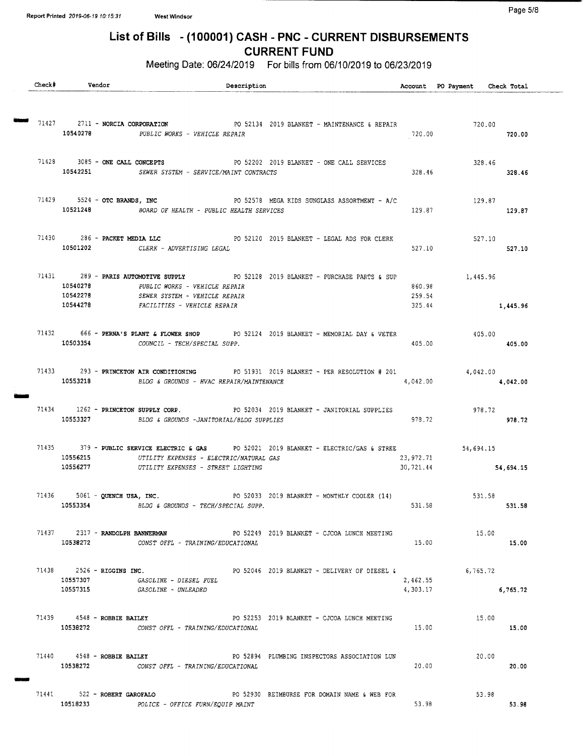# List of Bills - (100001) CASH - PNC - CURRENT DISBURSEMENTS

## CURRENT FUND

Meeting Date: 06/24/2019 For bills from 06/10/2019 to 06/23/2019

| Check# | Vendor | Description | Account | PO Payment | Check Total |
|---|---|---|---|---|---|
| 71427 | 2711 - **NORCIA CORPORATION** | PO 52134 2019 BLANKET - MAINTENANCE & REPAIR | | 720.00 | |
| | 10540278 | *PUBLIC WORKS - VEHICLE REPAIR* | 720.00 | | **720.00** |
| 71428 | 3085 - **ONE CALL CONCEPTS** | PO 52202 2019 BLANKET - ONE CALL SERVICES | | 328.46 | |
| | 10542251 | *SEWER SYSTEM - SERVICE/MAINT CONTRACTS* | 328.46 | | **328.46** |
| 71429 | 5524 - **OTC BRANDS, INC** | PO 52578 MEGA KIDS SUNGLASS ASSORTMENT - A/C | | 129.87 | |
| | 10521248 | *BOARD OF HEALTH - PUBLIC HEALTH SERVICES* | 129.87 | | **129.87** |
| 71430 | 286 - **PACKET MEDIA LLC** | PO 52120 2019 BLANKET - LEGAL ADS FOR CLERK | | 527.10 | |
| | 10501202 | *CLERK - ADVERTISING LEGAL* | 527.10 | | **527.10** |
| 71431 | 289 - **PARIS AUTOMOTIVE SUPPLY** | PO 52128 2019 BLANKET - PURCHASE PARTS & SUP | | 1,445.96 | |
| | 10540278 | *PUBLIC WORKS - VEHICLE REPAIR* | 860.98 | | |
| | 10542278 | *SEWER SYSTEM - VEHICLE REPAIR* | 259.54 | | |
| | 10544278 | *FACILITIES - VEHICLE REPAIR* | 325.44 | | **1,445.96** |
| 71432 | 666 - **PERNA'S PLANT & FLOWER SHOP** | PO 52124 2019 BLANKET - MEMORIAL DAY & VETER | | 405.00 | |
| | 10503354 | *COUNCIL - TECH/SPECIAL SUPP.* | 405.00 | | **405.00** |
| 71433 | 293 - **PRINCETON AIR CONDITIONING** | PO 51931 2019 BLANKET - PER RESOLUTION # 201 | | 4,042.00 | |
| | 10553218 | *BLDG & GROUNDS - HVAC REPAIR/MAINTENANCE* | 4,042.00 | | **4,042.00** |
| 71434 | 1262 - **PRINCETON SUPPLY CORP.** | PO 52034 2019 BLANKET - JANITORIAL SUPPLIES | | 978.72 | |
| | 10553327 | *BLDG & GROUNDS -JANITORIAL/BLDG SUPPLIES* | 978.72 | | **978.72** |
| 71435 | 379 - **PUBLIC SERVICE ELECTRIC & GAS** | PO 52021 2019 BLANKET - ELECTRIC/GAS & STREE | | 54,694.15 | |
| | 10556215 | *UTILITY EXPENSES - ELECTRIC/NATURAL GAS* | 23,972.71 | | |
| | 10556277 | *UTILITY EXPENSES - STREET LIGHTING* | 30,721.44 | | **54,694.15** |
| 71436 | 5061 - **QUENCH USA, INC.** | PO 52033 2019 BLANKET - MONTHLY COOLER (14) | | 531.58 | |
| | 10553354 | *BLDG & GROUNDS - TECH/SPECIAL SUPP.* | 531.58 | | **531.58** |
| 71437 | 2317 - **RANDOLPH BANNERMAN** | PO 52249 2019 BLANKET - CJCOA LUNCH MEETING | | 15.00 | |
| | 10538272 | *CONST OFFL - TRAINING/EDUCATIONAL* | 15.00 | | **15.00** |
| 71438 | 2526 - **RIGGINS INC.** | PO 52046 2019 BLANKET - DELIVERY OF DIESEL & | | 6,765.72 | |
| | 10557307 | *GASOLINE - DIESEL FUEL* | 2,462.55 | | |
| | 10557315 | *GASOLINE - UNLEADED* | 4,303.17 | | **6,765.72** |
| 71439 | 4548 - **ROBBIE BAILEY** | PO 52253 2019 BLANKET - CJCOA LUNCH MEETING | | 15.00 | |
| | 10538272 | *CONST OFFL - TRAINING/EDUCATIONAL* | 15.00 | | **15.00** |
| 71440 | 4548 - **ROBBIE BAILEY** | PO 52894 PLUMBING INSPECTORS ASSOCIATION LUN | | 20.00 | |
| | 10538272 | *CONST OFFL - TRAINING/EDUCATIONAL* | 20.00 | | **20.00** |
| 71441 | 522 - **ROBERT GAROFALO** | PO 52930 REIMBURSE FOR DOMAIN NAME & WEB FOR | | 53.98 | |
| | 10518233 | *POLICE - OFFICE FURN/EQUIP MAINT* | 53.98 | | **53.98** |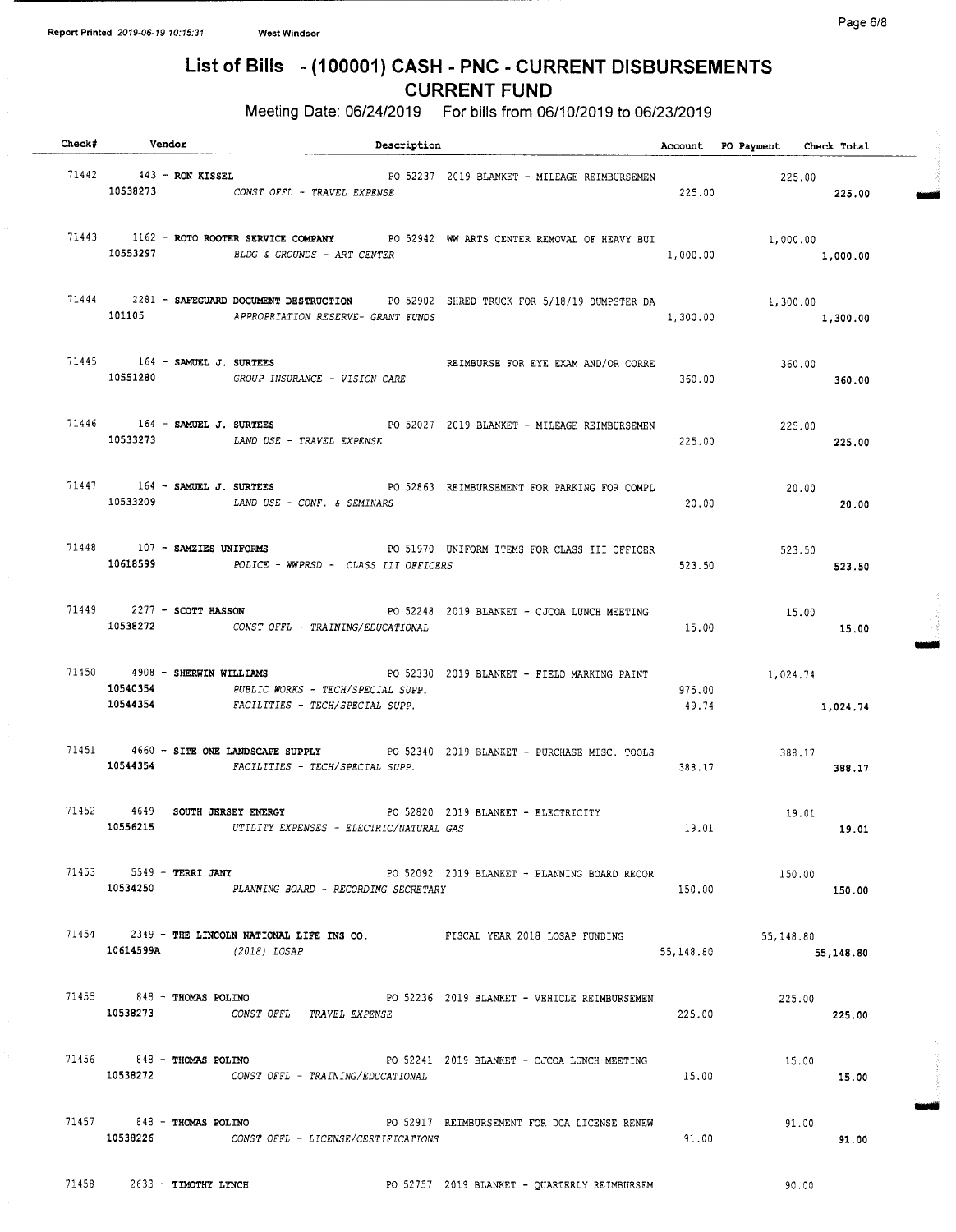# List of Bills - (100001) CASH - PNC - CURRENT DISBURSEMENTS

## CURRENT FUND

Meeting Date: 06/24/2019 For bills from 06/10/2019 to 06/23/2019

| Check# | Vendor | Description | Account | PO Payment | Check Total |
|---|---|---|---|---|---|
| 71442 | 443 - **RON KISSEL** | PO 52237 2019 BLANKET - MILEAGE REIMBURSEMEN | | 225.00 | |
| | 10538273 | *CONST OFFL - TRAVEL EXPENSE* | 225.00 | | **225.00** |
| 71443 | 1162 - **ROTO ROOTER SERVICE COMPANY** | PO 52942 WW ARTS CENTER REMOVAL OF HEAVY BUI | | 1,000.00 | |
| | 10553297 | *BLDG & GROUNDS - ART CENTER* | 1,000.00 | | **1,000.00** |
| 71444 | 2281 - **SAFEGUARD DOCUMENT DESTRUCTION** | PO 52902 SHRED TRUCK FOR 5/18/19 DUMPSTER DA | | 1,300.00 | |
| | 101105 | *APPROPRIATION RESERVE- GRANT FUNDS* | 1,300.00 | | **1,300.00** |
| 71445 | 164 - **SAMUEL J. SURTEES** | REIMBURSE FOR EYE EXAM AND/OR CORRE | | 360.00 | |
| | 10551280 | *GROUP INSURANCE - VISION CARE* | 360.00 | | **360.00** |
| 71446 | 164 - **SAMUEL J. SURTEES** | PO 52027 2019 BLANKET - MILEAGE REIMBURSEMEN | | 225.00 | |
| | 10533273 | *LAND USE - TRAVEL EXPENSE* | 225.00 | | **225.00** |
| 71447 | 164 - **SAMUEL J. SURTEES** | PO 52863 REIMBURSEMENT FOR PARKING FOR COMPL | | 20.00 | |
| | 10533209 | *LAND USE - CONF. & SEMINARS* | 20.00 | | **20.00** |
| 71448 | 107 - **SAMZIES UNIFORMS** | PO 51970 UNIFORM ITEMS FOR CLASS III OFFICER | | 523.50 | |
| | 10618599 | *POLICE - WWPRSD - CLASS III OFFICERS* | 523.50 | | **523.50** |
| 71449 | 2277 - **SCOTT HASSON** | PO 52248 2019 BLANKET - CJCOA LUNCH MEETING | | 15.00 | |
| | 10538272 | *CONST OFFL - TRAINING/EDUCATIONAL* | 15.00 | | **15.00** |
| 71450 | 4908 - **SHERWIN WILLIAMS** | PO 52330 2019 BLANKET - FIELD MARKING PAINT | | 1,024.74 | |
| | 10540354 | *PUBLIC WORKS - TECH/SPECIAL SUPP.* | 975.00 | | |
| | 10544354 | *FACILITIES - TECH/SPECIAL SUPP.* | 49.74 | | **1,024.74** |
| 71451 | 4660 - **SITE ONE LANDSCAPE SUPPLY** | PO 52340 2019 BLANKET - PURCHASE MISC. TOOLS | | 388.17 | |
| | 10544354 | *FACILITIES - TECH/SPECIAL SUPP.* | 388.17 | | **388.17** |
| 71452 | 4649 - **SOUTH JERSEY ENERGY** | PO 52820 2019 BLANKET - ELECTRICITY | | 19.01 | |
| | 10556215 | *UTILITY EXPENSES - ELECTRIC/NATURAL GAS* | 19.01 | | **19.01** |
| 71453 | 5549 - **TERRI JANY** | PO 52092 2019 BLANKET - PLANNING BOARD RECOR | | 150.00 | |
| | 10534250 | *PLANNING BOARD - RECORDING SECRETARY* | 150.00 | | **150.00** |
| 71454 | 2349 - **THE LINCOLN NATIONAL LIFE INS CO.** | FISCAL YEAR 2018 LOSAP FUNDING | | 55,148.80 | |
| | 10614599A | *(2018) LOSAP* | 55,148.80 | | **55,148.80** |
| 71455 | 848 - **THOMAS POLINO** | PO 52236 2019 BLANKET - VEHICLE REIMBURSEMEN | | 225.00 | |
| | 10538273 | *CONST OFFL - TRAVEL EXPENSE* | 225.00 | | **225.00** |
| 71456 | 848 - **THOMAS POLINO** | PO 52241 2019 BLANKET - CJCOA LUNCH MEETING | | 15.00 | |
| | 10538272 | *CONST OFFL - TRAINING/EDUCATIONAL* | 15.00 | | **15.00** |
| 71457 | 848 - **THOMAS POLINO** | PO 52917 REIMBURSEMENT FOR DCA LICENSE RENEW | | 91.00 | |
| | 10538226 | *CONST OFFL - LICENSE/CERTIFICATIONS* | 91.00 | | **91.00** |
| 71458 | 2633 - **TIMOTHY LYNCH** | PO 52757 2019 BLANKET - QUARTERLY REIMBURSEM | | 90.00 | |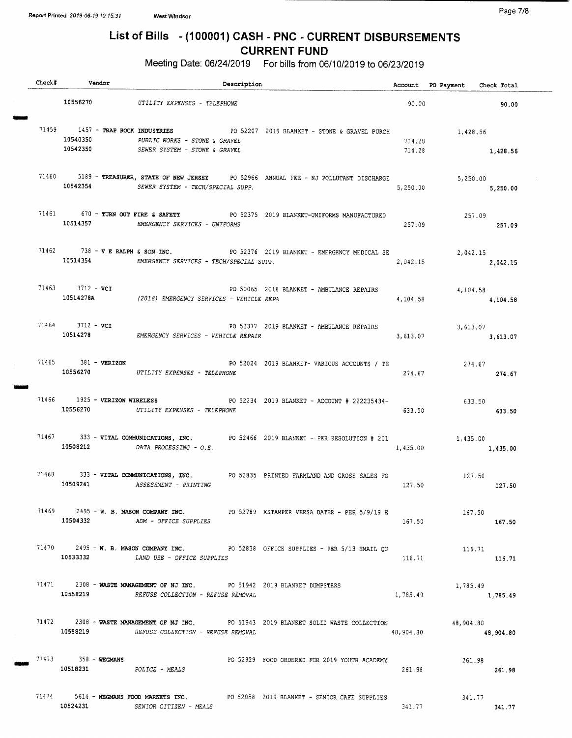# List of Bills - (100001) CASH - PNC - CURRENT DISBURSEMENTS

## CURRENT FUND

Meeting Date: 06/24/2019 For bills from 06/10/2019 to 06/23/2019

| Check# | Vendor | Description | Account | PO Payment | Check Total |
|---|---|---|---|---|---|
| | 10556270 | UTILITY EXPENSES - TELEPHONE | 90.00 | | 90.00 |
| 71459 | 1457 - **TRAP ROCK INDUSTRIES** | PO 52207 2019 BLANKET - STONE & GRAVEL PURCH | | 1,428.56 | |
| | 10540350 | PUBLIC WORKS - STONE & GRAVEL | 714.28 | | |
| | 10542350 | SEWER SYSTEM - STONE & GRAVEL | 714.28 | | 1,428.56 |
| 71460 | 5189 - **TREASURER, STATE OF NEW JERSEY** | PO 52966 ANNUAL FEE - NJ POLLUTANT DISCHARGE | | 5,250.00 | |
| | 10542354 | SEWER SYSTEM - TECH/SPECIAL SUPP. | 5,250.00 | | 5,250.00 |
| 71461 | 670 - **TURN OUT FIRE & SAFETY** | PO 52375 2019 BLANKET-UNIFORMS MANUFACTURED | | 257.09 | |
| | 10514357 | EMERGENCY SERVICES - UNIFORMS | 257.09 | | 257.09 |
| 71462 | 738 - **V E RALPH & SON INC.** | PO 52376 2019 BLANKET - EMERGENCY MEDICAL SE | | 2,042.15 | |
| | 10514354 | EMERGENCY SERVICES - TECH/SPECIAL SUPP. | 2,042.15 | | 2,042.15 |
| 71463 | 3712 - **VCI** | PO 50065 2018 BLANKET - AMBULANCE REPAIRS | | 4,104.58 | |
| | 10514278A | (2018) EMERGENCY SERVICES - VEHICLE REPA | 4,104.58 | | 4,104.58 |
| 71464 | 3712 - **VCI** | PO 52377 2019 BLANKET - AMBULANCE REPAIRS | | 3,613.07 | |
| | 10514278 | EMERGENCY SERVICES - VEHICLE REPAIR | 3,613.07 | | 3,613.07 |
| 71465 | 381 - **VERIZON** | PO 52024 2019 BLANKET- VARIOUS ACCOUNTS / TE | | 274.67 | |
| | 10556270 | UTILITY EXPENSES - TELEPHONE | 274.67 | | 274.67 |
| 71466 | 1925 - **VERIZON WIRELESS** | PO 52234 2019 BLANKET - ACCOUNT # 222235434- | | 633.50 | |
| | 10556270 | UTILITY EXPENSES - TELEPHONE | 633.50 | | 633.50 |
| 71467 | 333 - **VITAL COMMUNICATIONS, INC.** | PO 52466 2019 BLANKET - PER RESOLUTION # 201 | | 1,435.00 | |
| | 10508212 | DATA PROCESSING - O.E. | 1,435.00 | | 1,435.00 |
| 71468 | 333 - **VITAL COMMUNICATIONS, INC.** | PO 52835 PRINTED FARMLAND AND GROSS SALES FO | | 127.50 | |
| | 10509241 | ASSESSMENT - PRINTING | 127.50 | | 127.50 |
| 71469 | 2495 - **W. B. MASON COMPANY INC.** | PO 52789 XSTAMPER VERSA DATER - PER 5/9/19 E | | 167.50 | |
| | 10504332 | ADM - OFFICE SUPPLIES | 167.50 | | 167.50 |
| 71470 | 2495 - **W. B. MASON COMPANY INC.** | PO 52838 OFFICE SUPPLIES - PER 5/13 EMAIL QU | | 116.71 | |
| | 10533332 | LAND USE - OFFICE SUPPLIES | 116.71 | | 116.71 |
| 71471 | 2308 - **WASTE MANAGEMENT OF NJ INC.** | PO 51942 2019 BLANKET DUMPSTERS | | 1,785.49 | |
| | 10558219 | REFUSE COLLECTION - REFUSE REMOVAL | 1,785.49 | | 1,785.49 |
| 71472 | 2308 - **WASTE MANAGEMENT OF NJ INC.** | PO 51943 2019 BLANKET SOLID WASTE COLLECTION | | 48,904.80 | |
| | 10558219 | REFUSE COLLECTION - REFUSE REMOVAL | 48,904.80 | | 48,904.80 |
| 71473 | 358 - **WEGMANS** | PO 52929 FOOD ORDERED FOR 2019 YOUTH ACADEMY | | 261.98 | |
| | 10518231 | POLICE - MEALS | 261.98 | | 261.98 |
| 71474 | 5614 - **WEGMANS FOOD MARKETS INC.** | PO 52058 2019 BLANKET - SENIOR CAFE SUPPLIES | | 341.77 | |
| | 10524231 | SENIOR CITIZEN - MEALS | 341.77 | | 341.77 |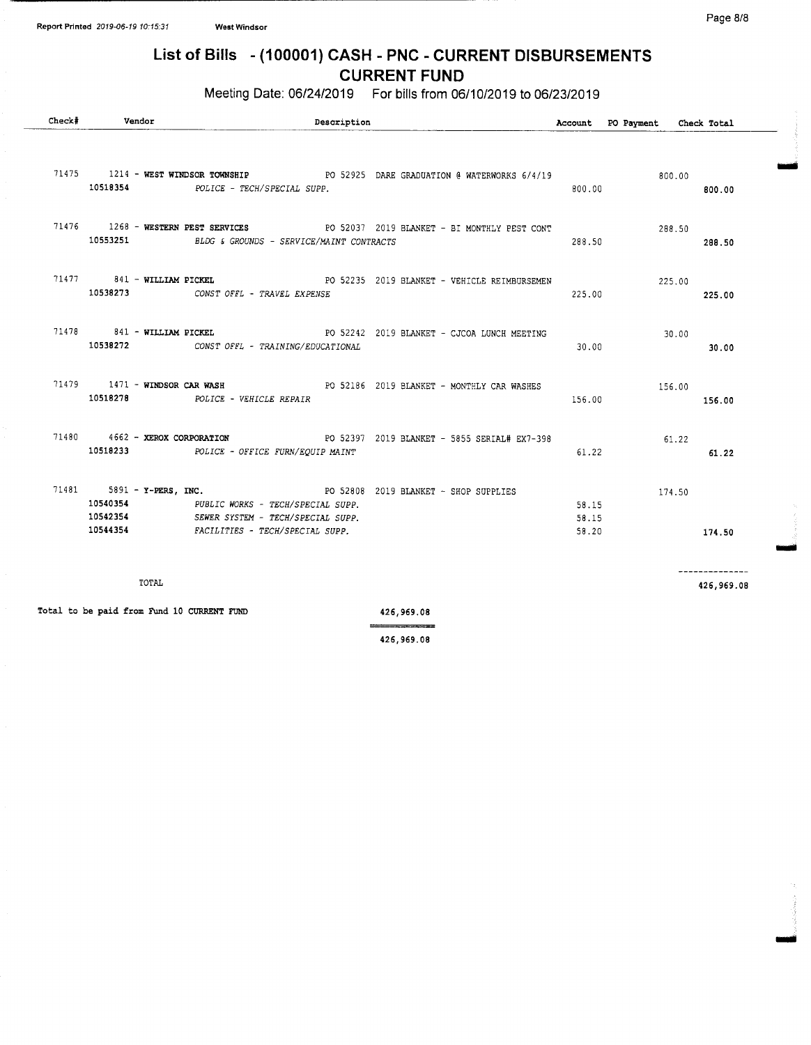# List of Bills - (100001) CASH - PNC - CURRENT DISBURSEMENTS
## CURRENT FUND

Meeting Date: 06/24/2019 For bills from 06/10/2019 to 06/23/2019

| Check# | Vendor | Description | Account | PO Payment | Check Total |
|---|---|---|---|---|---|
| 71475 | 1214 - **WEST WINDSOR TOWNSHIP** | PO 52925 DARE GRADUATION @ WATERWORKS 6/4/19 | | 800.00 | |
| | 10518354 | *POLICE - TECH/SPECIAL SUPP.* | 800.00 | | 800.00 |
| 71476 | 1268 - **WESTERN PEST SERVICES** | PO 52037 2019 BLANKET - BI MONTHLY PEST CONT | | 288.50 | |
| | 10553251 | *BLDG & GROUNDS - SERVICE/MAINT CONTRACTS* | 288.50 | | 288.50 |
| 71477 | 841 - **WILLIAM PICKEL** | PO 52235 2019 BLANKET - VEHICLE REIMBURSEMEN | | 225.00 | |
| | 10538273 | *CONST OFFL - TRAVEL EXPENSE* | 225.00 | | 225.00 |
| 71478 | 841 - **WILLIAM PICKEL** | PO 52242 2019 BLANKET - CJCOA LUNCH MEETING | | 30.00 | |
| | 10538272 | *CONST OFFL - TRAINING/EDUCATIONAL* | 30.00 | | 30.00 |
| 71479 | 1471 - **WINDSOR CAR WASH** | PO 52186 2019 BLANKET - MONTHLY CAR WASHES | | 156.00 | |
| | 10518278 | *POLICE - VEHICLE REPAIR* | 156.00 | | 156.00 |
| 71480 | 4662 - **XEROX CORPORATION** | PO 52397 2019 BLANKET - 5855 SERIAL# EX7-398 | | 61.22 | |
| | 10518233 | *POLICE - OFFICE FURN/EQUIP MAINT* | 61.22 | | 61.22 |
| 71481 | 5891 - **Y-PERS, INC.** | PO 52808 2019 BLANKET - SHOP SUPPLIES | | 174.50 | |
| | 10540354 | *PUBLIC WORKS - TECH/SPECIAL SUPP.* | 58.15 | | |
| | 10542354 | *SEWER SYSTEM - TECH/SPECIAL SUPP.* | 58.15 | | |
| | 10544354 | *FACILITIES - TECH/SPECIAL SUPP.* | 58.20 | | 174.50 |
| | TOTAL | | | | 426,969.08 |

Total to be paid from Fund 10 CURRENT FUND 426,969.08

426,969.08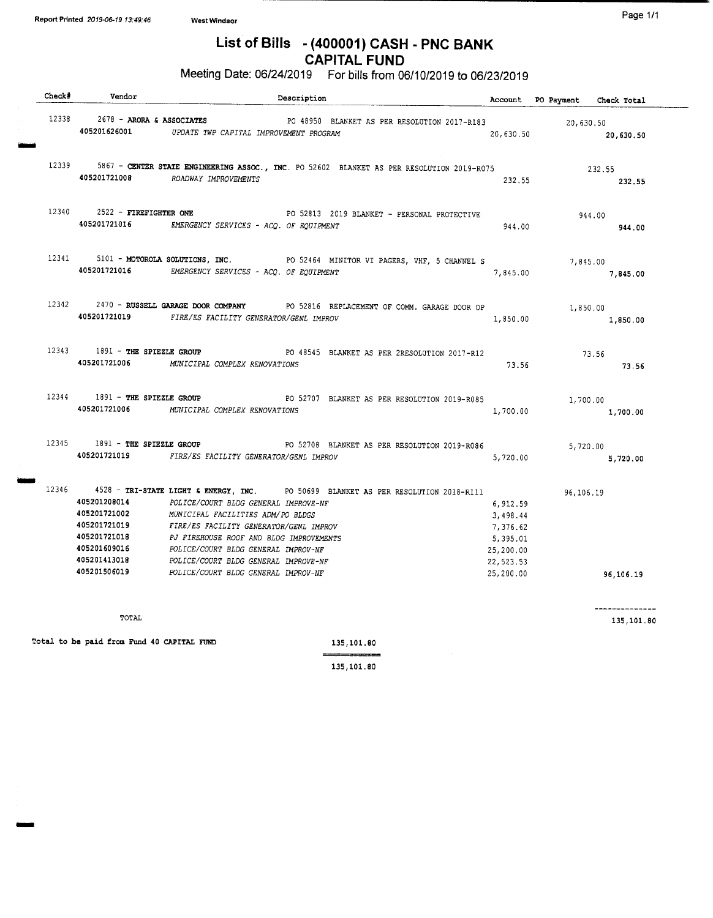# List of Bills - (400001) CASH - PNC BANK
## CAPITAL FUND

Meeting Date: 06/24/2019 For bills from 06/10/2019 to 06/23/2019

| Check# | Vendor | Description | Account | PO Payment | Check Total |
|---|---|---|---|---|---|
| 12338 | 2678 - **ARORA & ASSOCIATES** | PO 48950 BLANKET AS PER RESOLUTION 2017-R183 | | 20,630.50 | |
| | 405201626001 | *UPDATE TWP CAPITAL IMPROVEMENT PROGRAM* | 20,630.50 | | 20,630.50 |
| 12339 | 5867 - **CENTER STATE ENGINEERING ASSOC., INC.** | PO 52602 BLANKET AS PER RESOLUTION 2019-R075 | | 232.55 | |
| | 405201721008 | *ROADWAY IMPROVEMENTS* | 232.55 | | 232.55 |
| 12340 | 2522 - **FIREFIGHTER ONE** | PO 52813 2019 BLANKET - PERSONAL PROTECTIVE | | 944.00 | |
| | 405201721016 | *EMERGENCY SERVICES - ACQ. OF EQUIPMENT* | 944.00 | | 944.00 |
| 12341 | 5101 - **MOTOROLA SOLUTIONS, INC.** | PO 52464 MINITOR VI PAGERS, VHF, 5 CHANNEL S | | 7,845.00 | |
| | 405201721016 | *EMERGENCY SERVICES - ACQ. OF EQUIPMENT* | 7,845.00 | | 7,845.00 |
| 12342 | 2470 - **RUSSELL GARAGE DOOR COMPANY** | PO 52816 REPLACEMENT OF COMM. GARAGE DOOR OP | | 1,850.00 | |
| | 405201721019 | *FIRE/ES FACILITY GENERATOR/GENL IMPROV* | 1,850.00 | | 1,850.00 |
| 12343 | 1891 - **THE SPIEZLE GROUP** | PO 48545 BLANKET AS PER 2RESOLUTION 2017-R12 | | 73.56 | |
| | 405201721006 | *MUNICIPAL COMPLEX RENOVATIONS* | 73.56 | | 73.56 |
| 12344 | 1891 - **THE SPIEZLE GROUP** | PO 52707 BLANKET AS PER RESOLUTION 2019-R085 | | 1,700.00 | |
| | 405201721006 | *MUNICIPAL COMPLEX RENOVATIONS* | 1,700.00 | | 1,700.00 |
| 12345 | 1891 - **THE SPIEZLE GROUP** | PO 52708 BLANKET AS PER RESOLUTION 2019-R086 | | 5,720.00 | |
| | 405201721019 | *FIRE/ES FACILITY GENERATOR/GENL IMPROV* | 5,720.00 | | 5,720.00 |
| 12346 | 4528 - **TRI-STATE LIGHT & ENERGY, INC.** | PO 50699 BLANKET AS PER RESOLUTION 2018-R111 | | 96,106.19 | |
| | 405201208014 | *POLICE/COURT BLDG GENERAL IMPROVE-NF* | 6,912.59 | | |
| | 405201721002 | *MUNICIPAL FACILITIES ADM/PO BLDGS* | 3,498.44 | | |
| | 405201721019 | *FIRE/ES FACILITY GENERATOR/GENL IMPROV* | 7,376.62 | | |
| | 405201721018 | *PJ FIREHOUSE ROOF AND BLDG IMPROVEMENTS* | 5,395.01 | | |
| | 405201609016 | *POLICE/COURT BLDG GENERAL IMPROV-NF* | 25,200.00 | | |
| | 405201413018 | *POLICE/COURT BLDG GENERAL IMPROVE-NF* | 22,523.53 | | |
| | 405201506019 | *POLICE/COURT BLDG GENERAL IMPROV-NF* | 25,200.00 | | 96,106.19 |
| | TOTAL | | | | 135,101.80 |

Total to be paid from Fund 40 CAPITAL FUND 135,101.80

135,101.80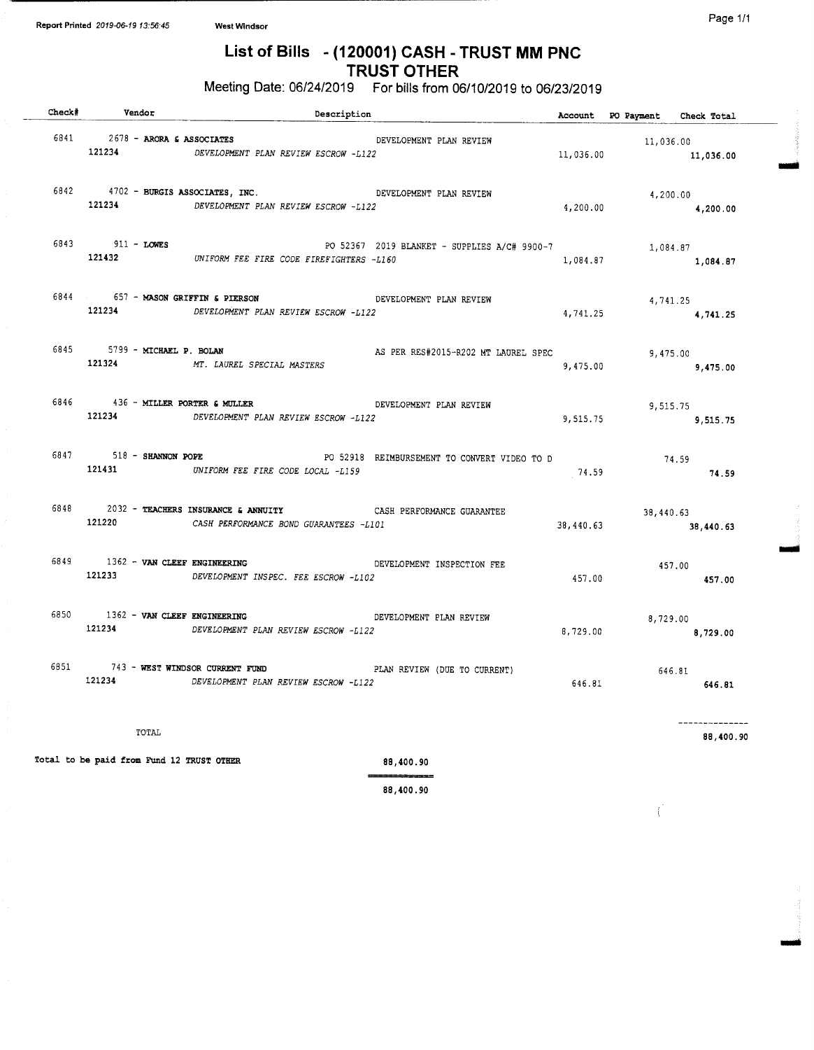Report Printed 2019-06-19 13:56:45 West Windsor

# List of Bills - (120001) CASH - TRUST MM PNC
## TRUST OTHER

Meeting Date: 06/24/2019 For bills from 06/10/2019 to 06/23/2019

| Check# | Vendor | Description | Account | PO Payment | Check Total |
|---|---|---|---|---|---|
| 6841 | 2678 - **ARORA & ASSOCIATES** | DEVELOPMENT PLAN REVIEW | | 11,036.00 | |
| | 121234 | *DEVELOPMENT PLAN REVIEW ESCROW -L122* | 11,036.00 | | **11,036.00** |
| 6842 | 4702 - **BURGIS ASSOCIATES, INC.** | DEVELOPMENT PLAN REVIEW | | 4,200.00 | |
| | 121234 | *DEVELOPMENT PLAN REVIEW ESCROW -L122* | 4,200.00 | | **4,200.00** |
| 6843 | 911 - **LOWES** | PO 52367 2019 BLANKET - SUPPLIES A/C# 9900-7 | | 1,084.87 | |
| | 121432 | *UNIFORM FEE FIRE CODE FIREFIGHTERS -L160* | 1,084.87 | | **1,084.87** |
| 6844 | 657 - **MASON GRIFFIN & PIERSON** | DEVELOPMENT PLAN REVIEW | | 4,741.25 | |
| | 121234 | *DEVELOPMENT PLAN REVIEW ESCROW -L122* | 4,741.25 | | **4,741.25** |
| 6845 | 5799 - **MICHAEL P. BOLAN** | AS PER RES#2015-R202 MT LAUREL SPEC | | 9,475.00 | |
| | 121324 | *MT. LAUREL SPECIAL MASTERS* | 9,475.00 | | **9,475.00** |
| 6846 | 436 - **MILLER PORTER & MULLER** | DEVELOPMENT PLAN REVIEW | | 9,515.75 | |
| | 121234 | *DEVELOPMENT PLAN REVIEW ESCROW -L122* | 9,515.75 | | **9,515.75** |
| 6847 | 518 - **SHANNON POPE** | PO 52918 REIMBURSEMENT TO CONVERT VIDEO TO D | | 74.59 | |
| | 121431 | *UNIFORM FEE FIRE CODE LOCAL -L159* | 74.59 | | **74.59** |
| 6848 | 2032 - **TEACHERS INSURANCE & ANNUITY** | CASH PERFORMANCE GUARANTEE | | 38,440.63 | |
| | 121220 | *CASH PERFORMANCE BOND GUARANTEES -L101* | 38,440.63 | | **38,440.63** |
| 6849 | 1362 - **VAN CLEEF ENGINEERING** | DEVELOPMENT INSPECTION FEE | | 457.00 | |
| | 121233 | *DEVELOPMENT INSPEC. FEE ESCROW -L102* | 457.00 | | **457.00** |
| 6850 | 1362 - **VAN CLEEF ENGINEERING** | DEVELOPMENT PLAN REVIEW | | 8,729.00 | |
| | 121234 | *DEVELOPMENT PLAN REVIEW ESCROW -L122* | 8,729.00 | | **8,729.00** |
| 6851 | 743 - **WEST WINDSOR CURRENT FUND** | PLAN REVIEW (DUE TO CURRENT) | | 646.81 | |
| | 121234 | *DEVELOPMENT PLAN REVIEW ESCROW -L122* | 646.81 | | **646.81** |
| | TOTAL | | | | **88,400.90** |

**Total to be paid from Fund 12 TRUST OTHER** **88,400.90**

**88,400.90**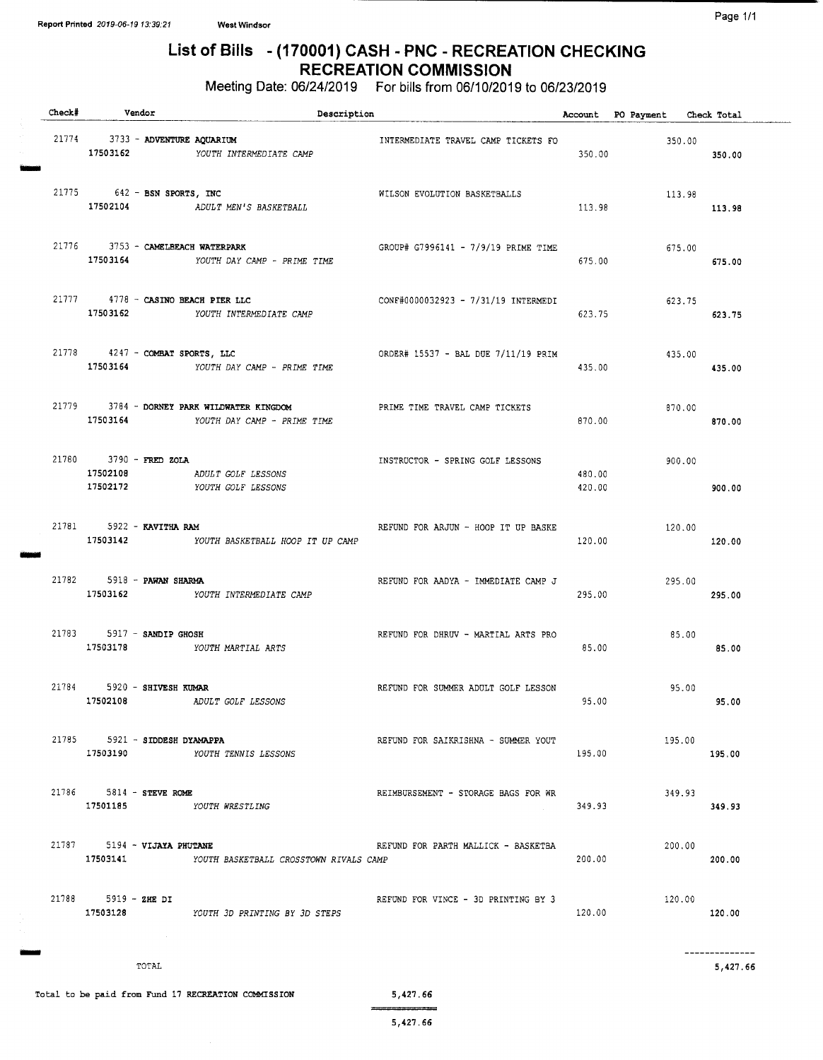Report Printed 2019-06-19 13:39:21 West Windsor

# List of Bills - (170001) CASH - PNC - RECREATION CHECKING
## RECREATION COMMISSION

Meeting Date: 06/24/2019 For bills from 06/10/2019 to 06/23/2019

| Check# | Vendor | Description | Account | PO Payment | Check Total |
|---|---|---|---|---|---|
| 21774 | 3733 - **ADVENTURE AQUARIUM** | INTERMEDIATE TRAVEL CAMP TICKETS FO | | 350.00 | |
| | 17503162 *YOUTH INTERMEDIATE CAMP* | | 350.00 | | 350.00 |
| 21775 | 642 - **BSN SPORTS, INC** | WILSON EVOLUTION BASKETBALLS | | 113.98 | |
| | 17502104 *ADULT MEN'S BASKETBALL* | | 113.98 | | 113.98 |
| 21776 | 3753 - **CAMELBEACH WATERPARK** | GROUP# G7996141 - 7/9/19 PRIME TIME | | 675.00 | |
| | 17503164 *YOUTH DAY CAMP - PRIME TIME* | | 675.00 | | 675.00 |
| 21777 | 4778 - **CASINO BEACH PIER LLC** | CONF#0000032923 - 7/31/19 INTERMEDI | | 623.75 | |
| | 17503162 *YOUTH INTERMEDIATE CAMP* | | 623.75 | | 623.75 |
| 21778 | 4247 - **COMBAT SPORTS, LLC** | ORDER# 15537 - BAL DUE 7/11/19 PRIM | | 435.00 | |
| | 17503164 *YOUTH DAY CAMP - PRIME TIME* | | 435.00 | | 435.00 |
| 21779 | 3784 - **DORNEY PARK WILDWATER KINGDOM** | PRIME TIME TRAVEL CAMP TICKETS | | 870.00 | |
| | 17503164 *YOUTH DAY CAMP - PRIME TIME* | | 870.00 | | 870.00 |
| 21780 | 3790 - **FRED ZOLA** | INSTRUCTOR - SPRING GOLF LESSONS | | 900.00 | |
| | 17502108 *ADULT GOLF LESSONS* | | 480.00 | | |
| | 17502172 *YOUTH GOLF LESSONS* | | 420.00 | | 900.00 |
| 21781 | 5922 - **KAVITHA RAM** | REFUND FOR ARJUN - HOOP IT UP BASKE | | 120.00 | |
| | 17503142 *YOUTH BASKETBALL HOOP IT UP CAMP* | | 120.00 | | 120.00 |
| 21782 | 5918 - **PAWAN SHARMA** | REFUND FOR AADYA - IMMEDIATE CAMP J | | 295.00 | |
| | 17503162 *YOUTH INTERMEDIATE CAMP* | | 295.00 | | 295.00 |
| 21783 | 5917 - **SANDIP GHOSH** | REFUND FOR DHRUV - MARTIAL ARTS PRO | | 85.00 | |
| | 17503178 *YOUTH MARTIAL ARTS* | | 85.00 | | 85.00 |
| 21784 | 5920 - **SHIVESH KUMAR** | REFUND FOR SUMMER ADULT GOLF LESSON | | 95.00 | |
| | 17502108 *ADULT GOLF LESSONS* | | 95.00 | | 95.00 |
| 21785 | 5921 - **SIDDESH DYAMAPPA** | REFUND FOR SAIKRISHNA - SUMMER YOUT | | 195.00 | |
| | 17503190 *YOUTH TENNIS LESSONS* | | 195.00 | | 195.00 |
| 21786 | 5814 - **STEVE ROME** | REIMBURSEMENT - STORAGE BAGS FOR WR | | 349.93 | |
| | 17501185 *YOUTH WRESTLING* | | 349.93 | | 349.93 |
| 21787 | 5194 - **VIJAYA PHUTANE** | REFUND FOR PARTH MALLICK - BASKETBA | | 200.00 | |
| | 17503141 *YOUTH BASKETBALL CROSSTOWN RIVALS CAMP* | | 200.00 | | 200.00 |
| 21788 | 5919 - **ZHE DI** | REFUND FOR VINCE - 3D PRINTING BY 3 | | 120.00 | |
| | 17503128 *YOUTH 3D PRINTING BY 3D STEPS* | | 120.00 | | 120.00 |
| | TOTAL | | | | 5,427.66 |

Total to be paid from Fund 17 RECREATION COMMISSION 5,427.66

5,427.66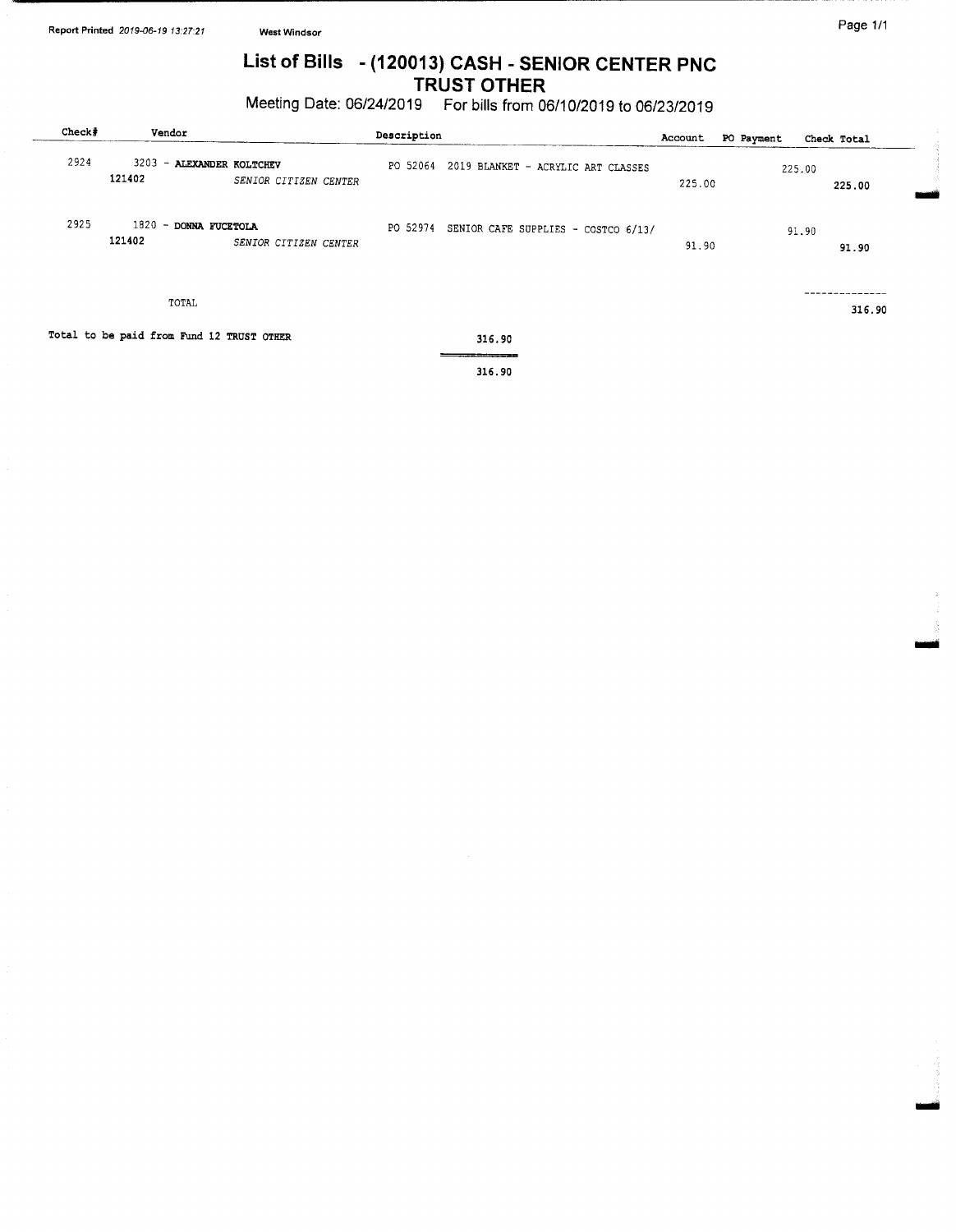Report Printed 2019-06-19 13:27:21 West Windsor

# List of Bills - (120013) CASH - SENIOR CENTER PNC TRUST OTHER

Meeting Date: 06/24/2019 For bills from 06/10/2019 to 06/23/2019

| Check# | Vendor | Description | Account | PO Payment | Check Total |
|---|---|---|---|---|---|
| 2924 | 3203 - **ALEXANDER KOLTCHEV** | PO 52064 2019 BLANKET - ACRYLIC ART CLASSES | | 225.00 | |
| | 121402 *SENIOR CITIZEN CENTER* | | 225.00 | | **225.00** |
| 2925 | 1820 - **DONNA FUCETOLA** | PO 52974 SENIOR CAFE SUPPLIES - COSTCO 6/13/ | | 91.90 | |
| | 121402 *SENIOR CITIZEN CENTER* | | 91.90 | | **91.90** |
| | TOTAL | | | | 316.90 |

Total to be paid from Fund 12 TRUST OTHER 316.90

316.90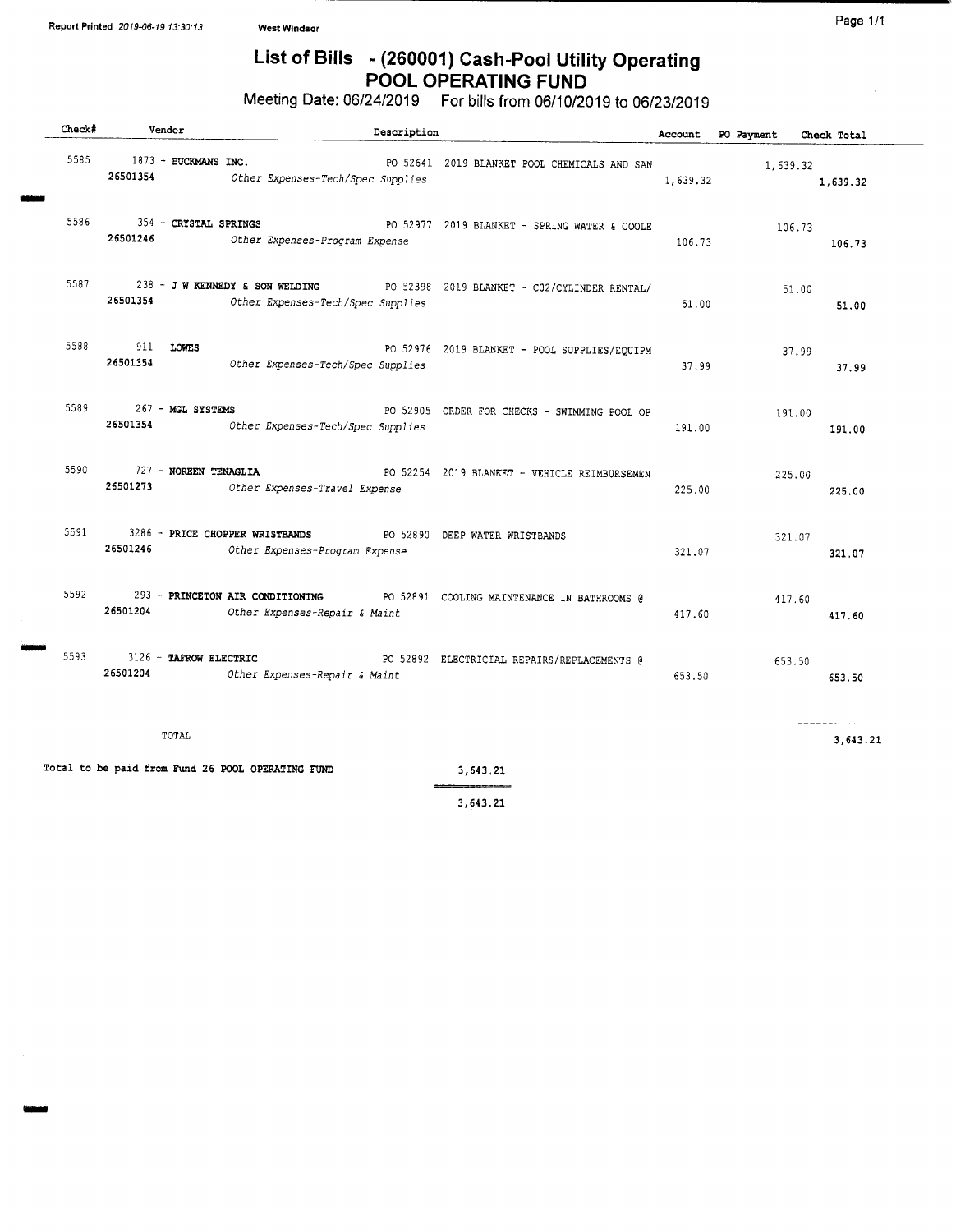West Windsor

# List of Bills - (260001) Cash-Pool Utility Operating POOL OPERATING FUND

Meeting Date: 06/24/2019 For bills from 06/10/2019 to 06/23/2019

| Check# | Vendor | Description | Account | PO Payment | Check Total |
|---|---|---|---|---|---|
| 5585 | 1873 - **BUCKMANS INC.** | PO 52641 2019 BLANKET POOL CHEMICALS AND SAN | | 1,639.32 | |
| | **26501354** | *Other Expenses-Tech/Spec Supplies* | 1,639.32 | | 1,639.32 |
| 5586 | 354 - **CRYSTAL SPRINGS** | PO 52977 2019 BLANKET - SPRING WATER & COOLE | | 106.73 | |
| | **26501246** | *Other Expenses-Program Expense* | 106.73 | | 106.73 |
| 5587 | 238 - **J W KENNEDY & SON WELDING** | PO 52398 2019 BLANKET - CO2/CYLINDER RENTAL/ | | 51.00 | |
| | **26501354** | *Other Expenses-Tech/Spec Supplies* | 51.00 | | 51.00 |
| 5588 | 911 - **LOWES** | PO 52976 2019 BLANKET - POOL SUPPLIES/EQUIPM | | 37.99 | |
| | **26501354** | *Other Expenses-Tech/Spec Supplies* | 37.99 | | 37.99 |
| 5589 | 267 - **MGL SYSTEMS** | PO 52905 ORDER FOR CHECKS - SWIMMING POOL OP | | 191.00 | |
| | **26501354** | *Other Expenses-Tech/Spec Supplies* | 191.00 | | 191.00 |
| 5590 | 727 - **NOREEN TENAGLIA** | PO 52254 2019 BLANKET - VEHICLE REIMBURSEMEN | | 225.00 | |
| | **26501273** | *Other Expenses-Travel Expense* | 225.00 | | 225.00 |
| 5591 | 3286 - **PRICE CHOPPER WRISTBANDS** | PO 52890 DEEP WATER WRISTBANDS | | 321.07 | |
| | **26501246** | *Other Expenses-Program Expense* | 321.07 | | 321.07 |
| 5592 | 293 - **PRINCETON AIR CONDITIONING** | PO 52891 COOLING MAINTENANCE IN BATHROOMS @ | | 417.60 | |
| | **26501204** | *Other Expenses-Repair & Maint* | 417.60 | | 417.60 |
| 5593 | 3126 - **TAFROW ELECTRIC** | PO 52892 ELECTRICIAL REPAIRS/REPLACEMENTS @ | | 653.50 | |
| | **26501204** | *Other Expenses-Repair & Maint* | 653.50 | | 653.50 |
| | TOTAL | | | | 3,643.21 |

Total to be paid from Fund 26 POOL OPERATING FUND 3,643.21

3,643.21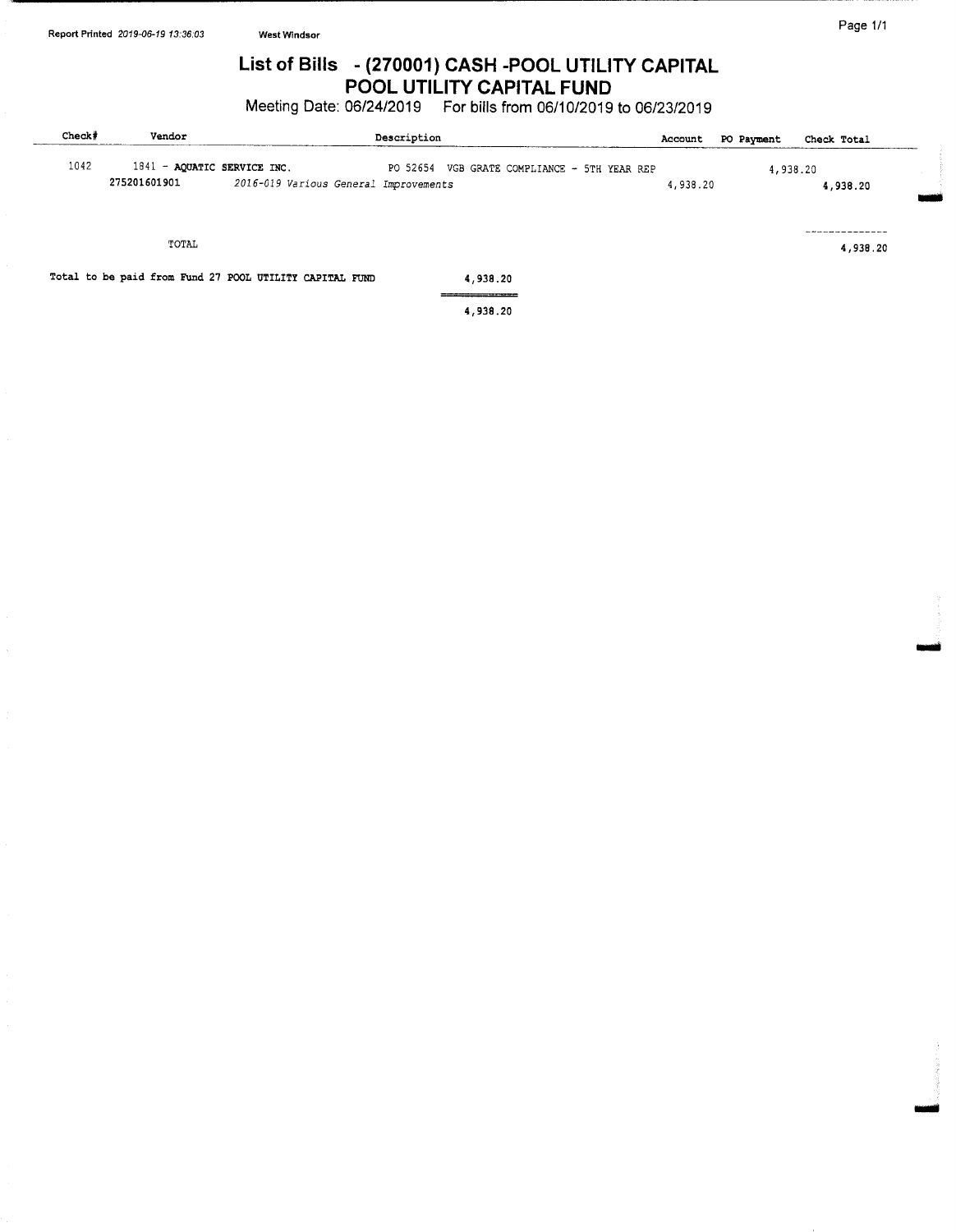Report Printed 2019-06-19 13:36:03 West Windsor

# List of Bills - (270001) CASH -POOL UTILITY CAPITAL POOL UTILITY CAPITAL FUND

Meeting Date: 06/24/2019 For bills from 06/10/2019 to 06/23/2019

| Check# | Vendor | Description | Account | PO Payment | Check Total |
|---|---|---|---|---|---|
| 1042 | 1841 - **AQUATIC SERVICE INC.** | PO 52654 VGB GRATE COMPLIANCE - 5TH YEAR REP | | 4,938.20 | |
| | 275201601901 | *2016-019 Various General Improvements* | 4,938.20 | | 4,938.20 |
| | TOTAL | | | | 4,938.20 |

Total to be paid from Fund 27 POOL UTILITY CAPITAL FUND 4,938.20

4,938.20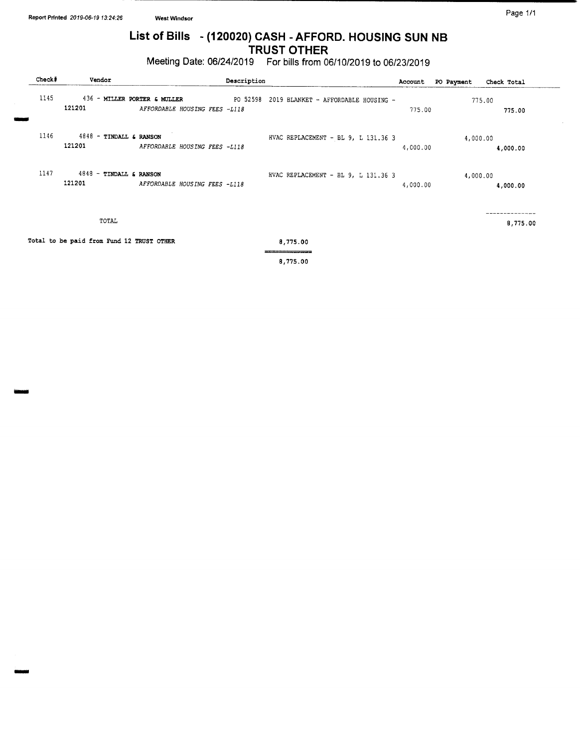Report Printed *2019-06-19 13:24:26* West Windsor

# List of Bills - (120020) CASH - AFFORD. HOUSING SUN NB TRUST OTHER

Meeting Date: 06/24/2019 For bills from 06/10/2019 to 06/23/2019

| Check# | Vendor | Description | Account | PO Payment | Check Total |
|---|---|---|---|---|---|
| 1145 | 436 - **MILLER PORTER & MULLER** | PO 52598 2019 BLANKET - AFFORDABLE HOUSING - | | 775.00 | |
| | 121201 *AFFORDABLE HOUSING FEES -L118* | | 775.00 | | 775.00 |
| 1146 | 4848 - **TINDALL & RANSON** | HVAC REPLACEMENT - BL 9, L 131.36 3 | | 4,000.00 | |
| | 121201 *AFFORDABLE HOUSING FEES -L118* | | 4,000.00 | | 4,000.00 |
| 1147 | 4848 - **TINDALL & RANSON** | HVAC REPLACEMENT - BL 9, L 131.36 3 | | 4,000.00 | |
| | 121201 *AFFORDABLE HOUSING FEES -L118* | | 4,000.00 | | 4,000.00 |
| | TOTAL | | | | 8,775.00 |

Total to be paid from Fund 12 TRUST OTHER 8,775.00

8,775.00